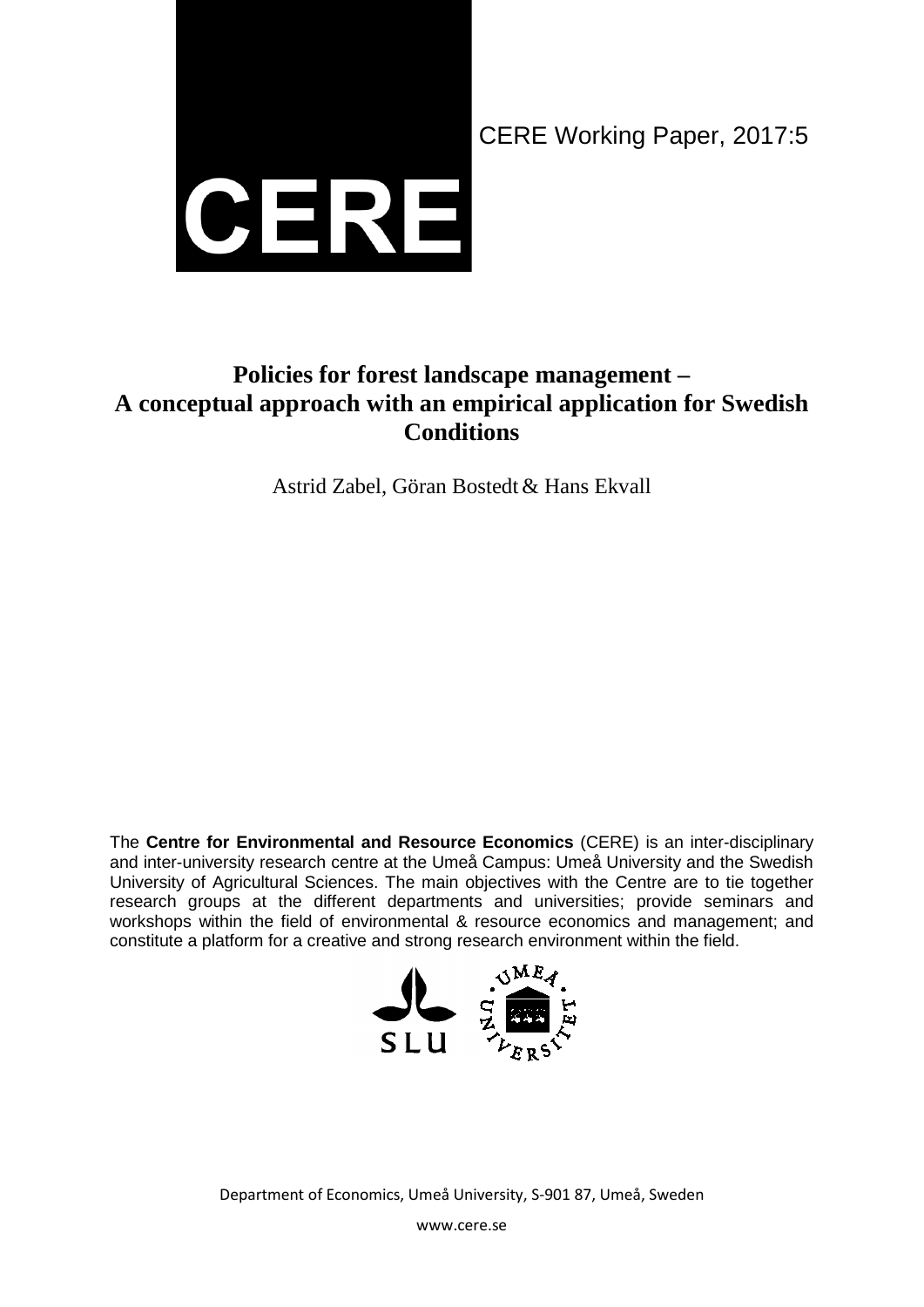CERE

CERE Working Paper, 2017:5

# Policies for forest landscape management – A conceptual approach with an empirical application for Swedish Conditions

Astrid Zabel, Göran Bostedt & Hans Ekvall

The **Centre for Environmental and Resource Economics** (CERE) is an inter-disciplinary and inter-university research centre at the Umeå Campus: Umeå University and the Swedish University of Agricultural Sciences. The main objectives with the Centre are to tie together research groups at the different departments and universities; provide seminars and workshops within the field of environmental & resource economics and management; and constitute a platform for a creative and strong research environment within the field.

SLU UMEÅ UNIVERSITET

Department of Economics, Umeå University, S-901 87, Umeå, Sweden

www.cere.se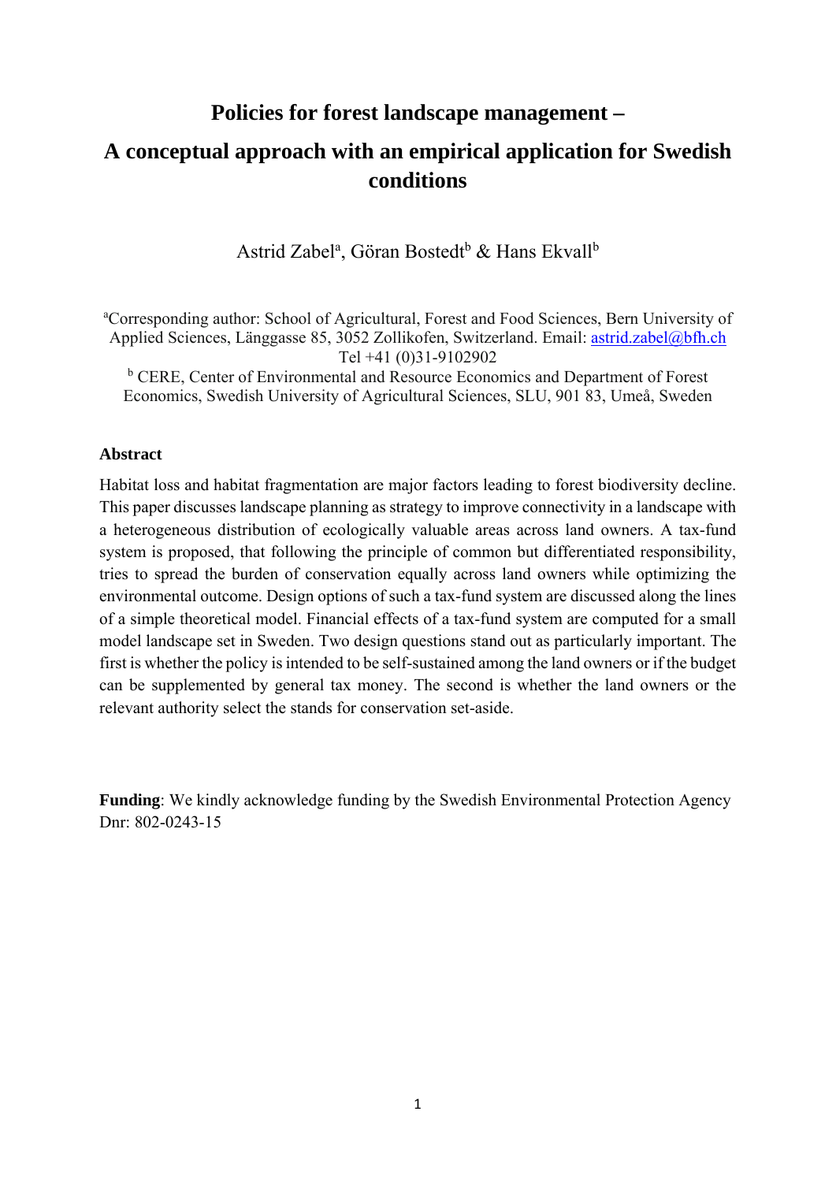# Policies for forest landscape management –

# A conceptual approach with an empirical application for Swedish conditions

Astrid Zabel[a], Göran Bostedt[b] & Hans Ekvall[b]

[a]Corresponding author: School of Agricultural, Forest and Food Sciences, Bern University of Applied Sciences, Länggasse 85, 3052 Zollikofen, Switzerland. Email: astrid.zabel@bfh.ch Tel +41 (0)31-9102902

[b] CERE, Center of Environmental and Resource Economics and Department of Forest Economics, Swedish University of Agricultural Sciences, SLU, 901 83, Umeå, Sweden

## Abstract

Habitat loss and habitat fragmentation are major factors leading to forest biodiversity decline. This paper discusses landscape planning as strategy to improve connectivity in a landscape with a heterogeneous distribution of ecologically valuable areas across land owners. A tax-fund system is proposed, that following the principle of common but differentiated responsibility, tries to spread the burden of conservation equally across land owners while optimizing the environmental outcome. Design options of such a tax-fund system are discussed along the lines of a simple theoretical model. Financial effects of a tax-fund system are computed for a small model landscape set in Sweden. Two design questions stand out as particularly important. The first is whether the policy is intended to be self-sustained among the land owners or if the budget can be supplemented by general tax money. The second is whether the land owners or the relevant authority select the stands for conservation set-aside.

**Funding**: We kindly acknowledge funding by the Swedish Environmental Protection Agency Dnr: 802-0243-15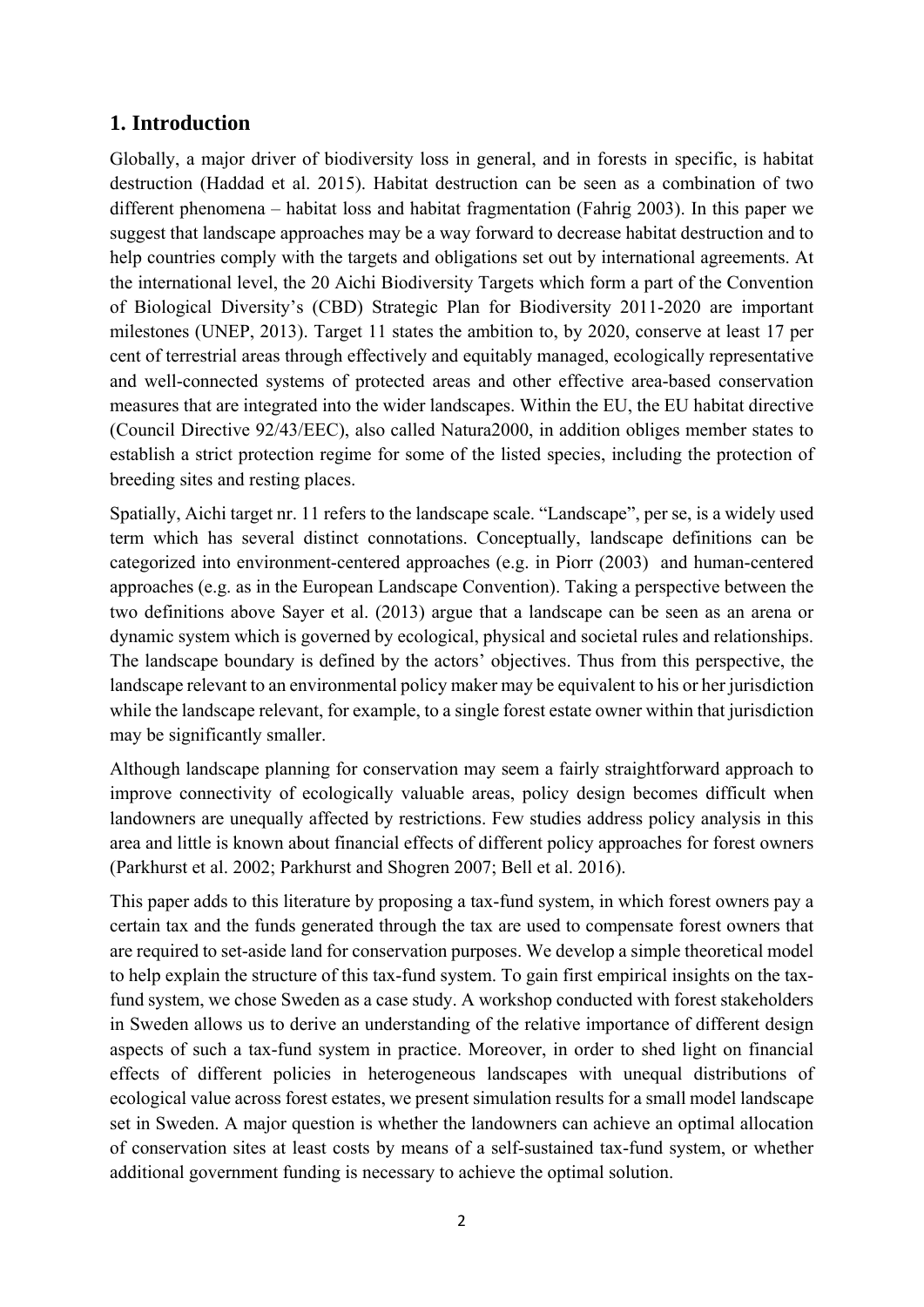## 1. Introduction

Globally, a major driver of biodiversity loss in general, and in forests in specific, is habitat destruction (Haddad et al. 2015). Habitat destruction can be seen as a combination of two different phenomena – habitat loss and habitat fragmentation (Fahrig 2003). In this paper we suggest that landscape approaches may be a way forward to decrease habitat destruction and to help countries comply with the targets and obligations set out by international agreements. At the international level, the 20 Aichi Biodiversity Targets which form a part of the Convention of Biological Diversity's (CBD) Strategic Plan for Biodiversity 2011-2020 are important milestones (UNEP, 2013). Target 11 states the ambition to, by 2020, conserve at least 17 per cent of terrestrial areas through effectively and equitably managed, ecologically representative and well-connected systems of protected areas and other effective area-based conservation measures that are integrated into the wider landscapes. Within the EU, the EU habitat directive (Council Directive 92/43/EEC), also called Natura2000, in addition obliges member states to establish a strict protection regime for some of the listed species, including the protection of breeding sites and resting places.

Spatially, Aichi target nr. 11 refers to the landscape scale. "Landscape", per se, is a widely used term which has several distinct connotations. Conceptually, landscape definitions can be categorized into environment-centered approaches (e.g. in Piorr (2003) and human-centered approaches (e.g. as in the European Landscape Convention). Taking a perspective between the two definitions above Sayer et al. (2013) argue that a landscape can be seen as an arena or dynamic system which is governed by ecological, physical and societal rules and relationships. The landscape boundary is defined by the actors' objectives. Thus from this perspective, the landscape relevant to an environmental policy maker may be equivalent to his or her jurisdiction while the landscape relevant, for example, to a single forest estate owner within that jurisdiction may be significantly smaller.

Although landscape planning for conservation may seem a fairly straightforward approach to improve connectivity of ecologically valuable areas, policy design becomes difficult when landowners are unequally affected by restrictions. Few studies address policy analysis in this area and little is known about financial effects of different policy approaches for forest owners (Parkhurst et al. 2002; Parkhurst and Shogren 2007; Bell et al. 2016).

This paper adds to this literature by proposing a tax-fund system, in which forest owners pay a certain tax and the funds generated through the tax are used to compensate forest owners that are required to set-aside land for conservation purposes. We develop a simple theoretical model to help explain the structure of this tax-fund system. To gain first empirical insights on the tax-fund system, we chose Sweden as a case study. A workshop conducted with forest stakeholders in Sweden allows us to derive an understanding of the relative importance of different design aspects of such a tax-fund system in practice. Moreover, in order to shed light on financial effects of different policies in heterogeneous landscapes with unequal distributions of ecological value across forest estates, we present simulation results for a small model landscape set in Sweden. A major question is whether the landowners can achieve an optimal allocation of conservation sites at least costs by means of a self-sustained tax-fund system, or whether additional government funding is necessary to achieve the optimal solution.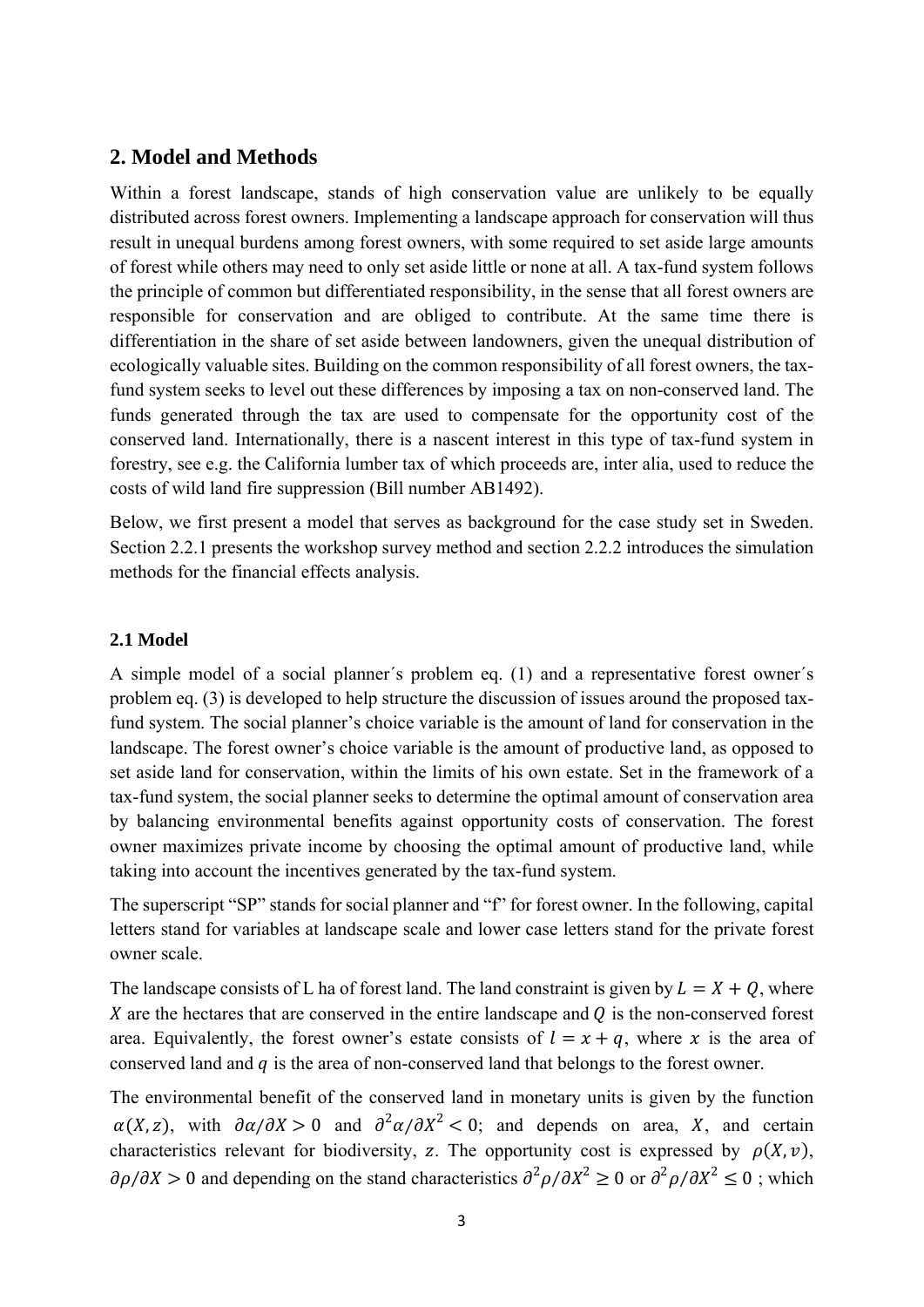## 2. Model and Methods

Within a forest landscape, stands of high conservation value are unlikely to be equally distributed across forest owners. Implementing a landscape approach for conservation will thus result in unequal burdens among forest owners, with some required to set aside large amounts of forest while others may need to only set aside little or none at all. A tax-fund system follows the principle of common but differentiated responsibility, in the sense that all forest owners are responsible for conservation and are obliged to contribute. At the same time there is differentiation in the share of set aside between landowners, given the unequal distribution of ecologically valuable sites. Building on the common responsibility of all forest owners, the tax-fund system seeks to level out these differences by imposing a tax on non-conserved land. The funds generated through the tax are used to compensate for the opportunity cost of the conserved land. Internationally, there is a nascent interest in this type of tax-fund system in forestry, see e.g. the California lumber tax of which proceeds are, inter alia, used to reduce the costs of wild land fire suppression (Bill number AB1492).

Below, we first present a model that serves as background for the case study set in Sweden. Section 2.2.1 presents the workshop survey method and section 2.2.2 introduces the simulation methods for the financial effects analysis.

### 2.1 Model

A simple model of a social planner´s problem eq. (1) and a representative forest owner´s problem eq. (3) is developed to help structure the discussion of issues around the proposed tax-fund system. The social planner's choice variable is the amount of land for conservation in the landscape. The forest owner's choice variable is the amount of productive land, as opposed to set aside land for conservation, within the limits of his own estate. Set in the framework of a tax-fund system, the social planner seeks to determine the optimal amount of conservation area by balancing environmental benefits against opportunity costs of conservation. The forest owner maximizes private income by choosing the optimal amount of productive land, while taking into account the incentives generated by the tax-fund system.

The superscript "SP" stands for social planner and "f" for forest owner. In the following, capital letters stand for variables at landscape scale and lower case letters stand for the private forest owner scale.

The landscape consists of L ha of forest land. The land constraint is given by $L = X + Q$, where $X$ are the hectares that are conserved in the entire landscape and $Q$ is the non-conserved forest area. Equivalently, the forest owner's estate consists of $l = x + q$, where $x$ is the area of conserved land and $q$ is the area of non-conserved land that belongs to the forest owner.

The environmental benefit of the conserved land in monetary units is given by the function $\alpha(X, z)$, with $\partial\alpha/\partial X > 0$ and $\partial^2\alpha/\partial X^2 < 0$; and depends on area, $X$, and certain characteristics relevant for biodiversity, $z$. The opportunity cost is expressed by $\rho(X, v)$, $\partial\rho/\partial X > 0$ and depending on the stand characteristics $\partial^2\rho/\partial X^2 \geq 0$ or $\partial^2\rho/\partial X^2 \leq 0$ ; which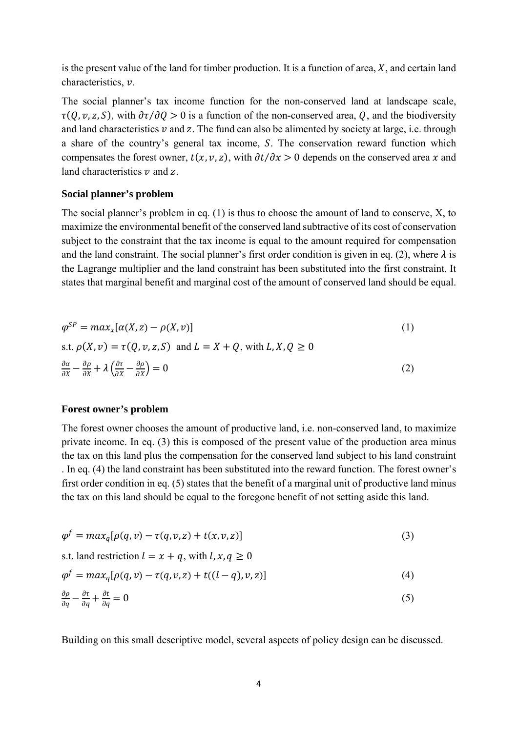is the present value of the land for timber production. It is a function of area, $X$, and certain land characteristics, $v$.

The social planner's tax income function for the non-conserved land at landscape scale, $\tau(Q, v, z, S)$, with $\partial\tau/\partial Q > 0$ is a function of the non-conserved area, $Q$, and the biodiversity and land characteristics $v$ and $z$. The fund can also be alimented by society at large, i.e. through a share of the country's general tax income, $S$. The conservation reward function which compensates the forest owner, $t(x, v, z)$, with $\partial t/\partial x > 0$ depends on the conserved area $x$ and land characteristics $v$ and $z$.

**Social planner's problem**

The social planner's problem in eq. (1) is thus to choose the amount of land to conserve, X, to maximize the environmental benefit of the conserved land subtractive of its cost of conservation subject to the constraint that the tax income is equal to the amount required for compensation and the land constraint. The social planner's first order condition is given in eq. (2), where $\lambda$ is the Lagrange multiplier and the land constraint has been substituted into the first constraint. It states that marginal benefit and marginal cost of the amount of conserved land should be equal.

$$\varphi^{SP} = max_x[\alpha(X, z) - \rho(X, v)] \tag{1}$$

s.t. $\rho(X, v) = \tau(Q, v, z, S)$ and $L = X + Q$, with $L, X, Q \geq 0$

$$\frac{\partial\alpha}{\partial X} - \frac{\partial\rho}{\partial X} + \lambda\left(\frac{\partial\tau}{\partial X} - \frac{\partial\rho}{\partial X}\right) = 0 \tag{2}$$

**Forest owner's problem**

The forest owner chooses the amount of productive land, i.e. non-conserved land, to maximize private income. In eq. (3) this is composed of the present value of the production area minus the tax on this land plus the compensation for the conserved land subject to his land constraint . In eq. (4) the land constraint has been substituted into the reward function. The forest owner's first order condition in eq. (5) states that the benefit of a marginal unit of productive land minus the tax on this land should be equal to the foregone benefit of not setting aside this land.

$$\varphi^f = max_q[\rho(q, v) - \tau(q, v, z) + t(x, v, z)] \tag{3}$$

s.t. land restriction $l = x + q$, with $l, x, q \geq 0$

$$\varphi^f = max_q[\rho(q, v) - \tau(q, v, z) + t((l - q), v, z)] \tag{4}$$

$$\frac{\partial\rho}{\partial q} - \frac{\partial\tau}{\partial q} + \frac{\partial t}{\partial q} = 0 \tag{5}$$

Building on this small descriptive model, several aspects of policy design can be discussed.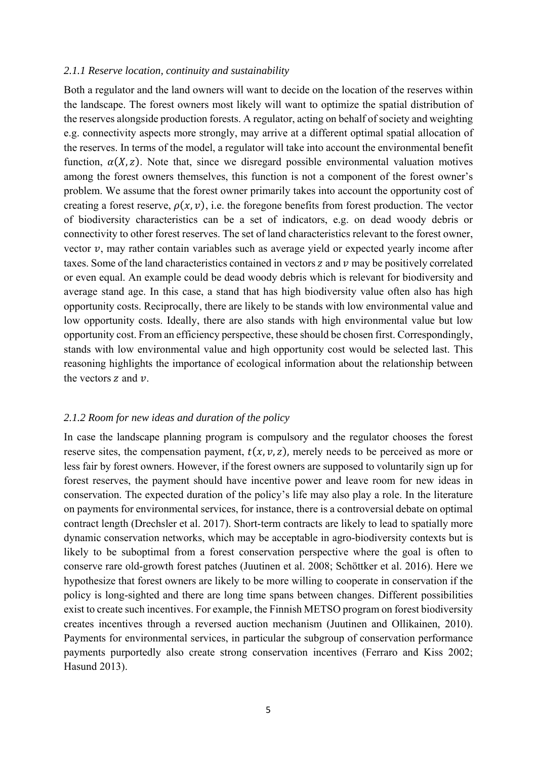### *2.1.1 Reserve location, continuity and sustainability*

Both a regulator and the land owners will want to decide on the location of the reserves within the landscape. The forest owners most likely will want to optimize the spatial distribution of the reserves alongside production forests. A regulator, acting on behalf of society and weighting e.g. connectivity aspects more strongly, may arrive at a different optimal spatial allocation of the reserves. In terms of the model, a regulator will take into account the environmental benefit function, $\alpha(X, z)$. Note that, since we disregard possible environmental valuation motives among the forest owners themselves, this function is not a component of the forest owner's problem. We assume that the forest owner primarily takes into account the opportunity cost of creating a forest reserve, $\rho(x, v)$, i.e. the foregone benefits from forest production. The vector of biodiversity characteristics can be a set of indicators, e.g. on dead woody debris or connectivity to other forest reserves. The set of land characteristics relevant to the forest owner, vector $v$, may rather contain variables such as average yield or expected yearly income after taxes. Some of the land characteristics contained in vectors $z$ and $v$ may be positively correlated or even equal. An example could be dead woody debris which is relevant for biodiversity and average stand age. In this case, a stand that has high biodiversity value often also has high opportunity costs. Reciprocally, there are likely to be stands with low environmental value and low opportunity costs. Ideally, there are also stands with high environmental value but low opportunity cost. From an efficiency perspective, these should be chosen first. Correspondingly, stands with low environmental value and high opportunity cost would be selected last. This reasoning highlights the importance of ecological information about the relationship between the vectors $z$ and $v$.

### *2.1.2 Room for new ideas and duration of the policy*

In case the landscape planning program is compulsory and the regulator chooses the forest reserve sites, the compensation payment, $t(x, v, z)$, merely needs to be perceived as more or less fair by forest owners. However, if the forest owners are supposed to voluntarily sign up for forest reserves, the payment should have incentive power and leave room for new ideas in conservation. The expected duration of the policy's life may also play a role. In the literature on payments for environmental services, for instance, there is a controversial debate on optimal contract length (Drechsler et al. 2017). Short-term contracts are likely to lead to spatially more dynamic conservation networks, which may be acceptable in agro-biodiversity contexts but is likely to be suboptimal from a forest conservation perspective where the goal is often to conserve rare old-growth forest patches (Juutinen et al. 2008; Schöttker et al. 2016). Here we hypothesize that forest owners are likely to be more willing to cooperate in conservation if the policy is long-sighted and there are long time spans between changes. Different possibilities exist to create such incentives. For example, the Finnish METSO program on forest biodiversity creates incentives through a reversed auction mechanism (Juutinen and Ollikainen, 2010). Payments for environmental services, in particular the subgroup of conservation performance payments purportedly also create strong conservation incentives (Ferraro and Kiss 2002; Hasund 2013).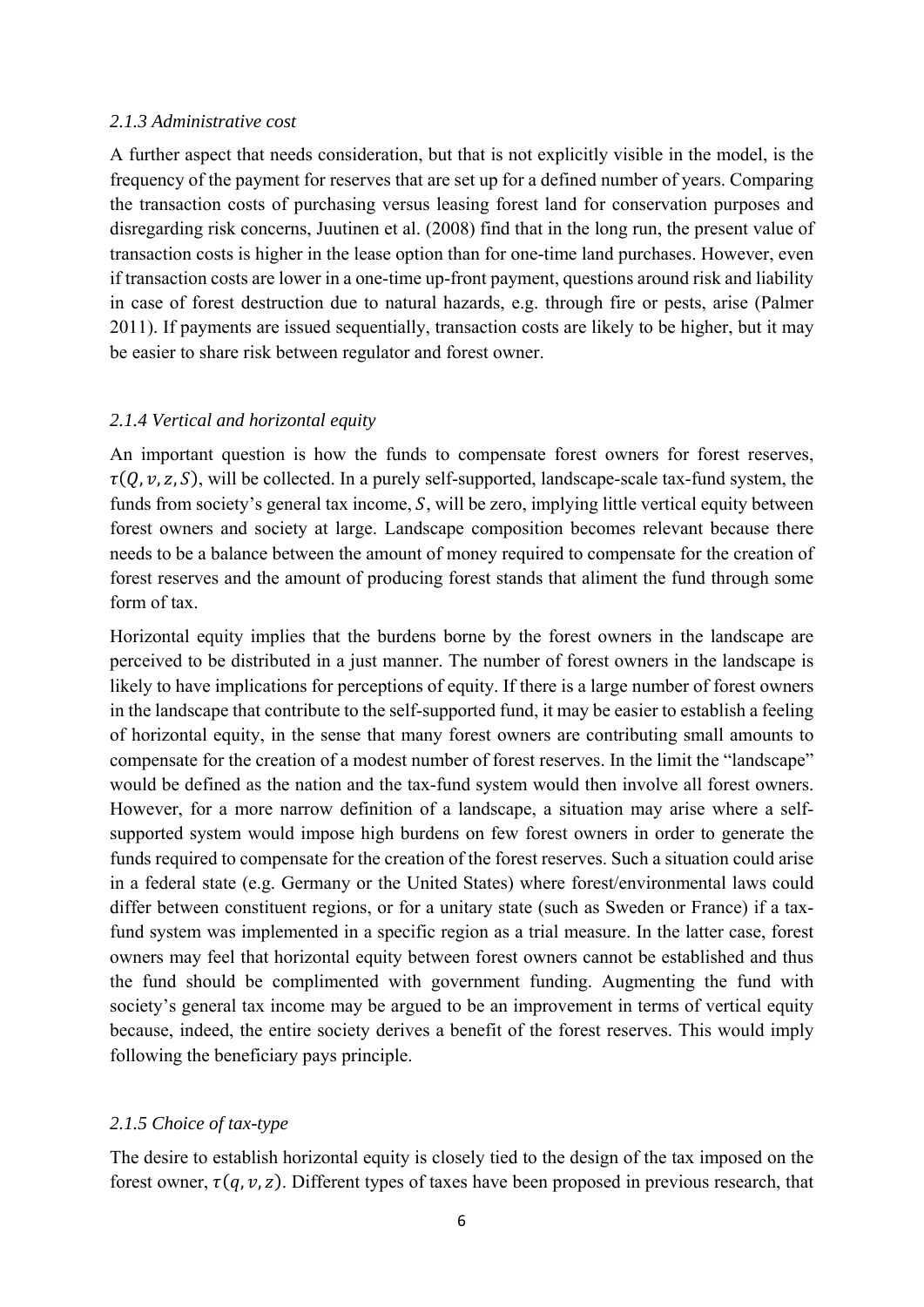### *2.1.3 Administrative cost*

A further aspect that needs consideration, but that is not explicitly visible in the model, is the frequency of the payment for reserves that are set up for a defined number of years. Comparing the transaction costs of purchasing versus leasing forest land for conservation purposes and disregarding risk concerns, Juutinen et al. (2008) find that in the long run, the present value of transaction costs is higher in the lease option than for one-time land purchases. However, even if transaction costs are lower in a one-time up-front payment, questions around risk and liability in case of forest destruction due to natural hazards, e.g. through fire or pests, arise (Palmer 2011). If payments are issued sequentially, transaction costs are likely to be higher, but it may be easier to share risk between regulator and forest owner.

### *2.1.4 Vertical and horizontal equity*

An important question is how the funds to compensate forest owners for forest reserves, $\tau(Q, v, z, S)$, will be collected. In a purely self-supported, landscape-scale tax-fund system, the funds from society's general tax income, $S$, will be zero, implying little vertical equity between forest owners and society at large. Landscape composition becomes relevant because there needs to be a balance between the amount of money required to compensate for the creation of forest reserves and the amount of producing forest stands that aliment the fund through some form of tax.

Horizontal equity implies that the burdens borne by the forest owners in the landscape are perceived to be distributed in a just manner. The number of forest owners in the landscape is likely to have implications for perceptions of equity. If there is a large number of forest owners in the landscape that contribute to the self-supported fund, it may be easier to establish a feeling of horizontal equity, in the sense that many forest owners are contributing small amounts to compensate for the creation of a modest number of forest reserves. In the limit the "landscape" would be defined as the nation and the tax-fund system would then involve all forest owners. However, for a more narrow definition of a landscape, a situation may arise where a self-supported system would impose high burdens on few forest owners in order to generate the funds required to compensate for the creation of the forest reserves. Such a situation could arise in a federal state (e.g. Germany or the United States) where forest/environmental laws could differ between constituent regions, or for a unitary state (such as Sweden or France) if a tax-fund system was implemented in a specific region as a trial measure. In the latter case, forest owners may feel that horizontal equity between forest owners cannot be established and thus the fund should be complimented with government funding. Augmenting the fund with society's general tax income may be argued to be an improvement in terms of vertical equity because, indeed, the entire society derives a benefit of the forest reserves. This would imply following the beneficiary pays principle.

### *2.1.5 Choice of tax-type*

The desire to establish horizontal equity is closely tied to the design of the tax imposed on the forest owner, $\tau(q, v, z)$. Different types of taxes have been proposed in previous research, that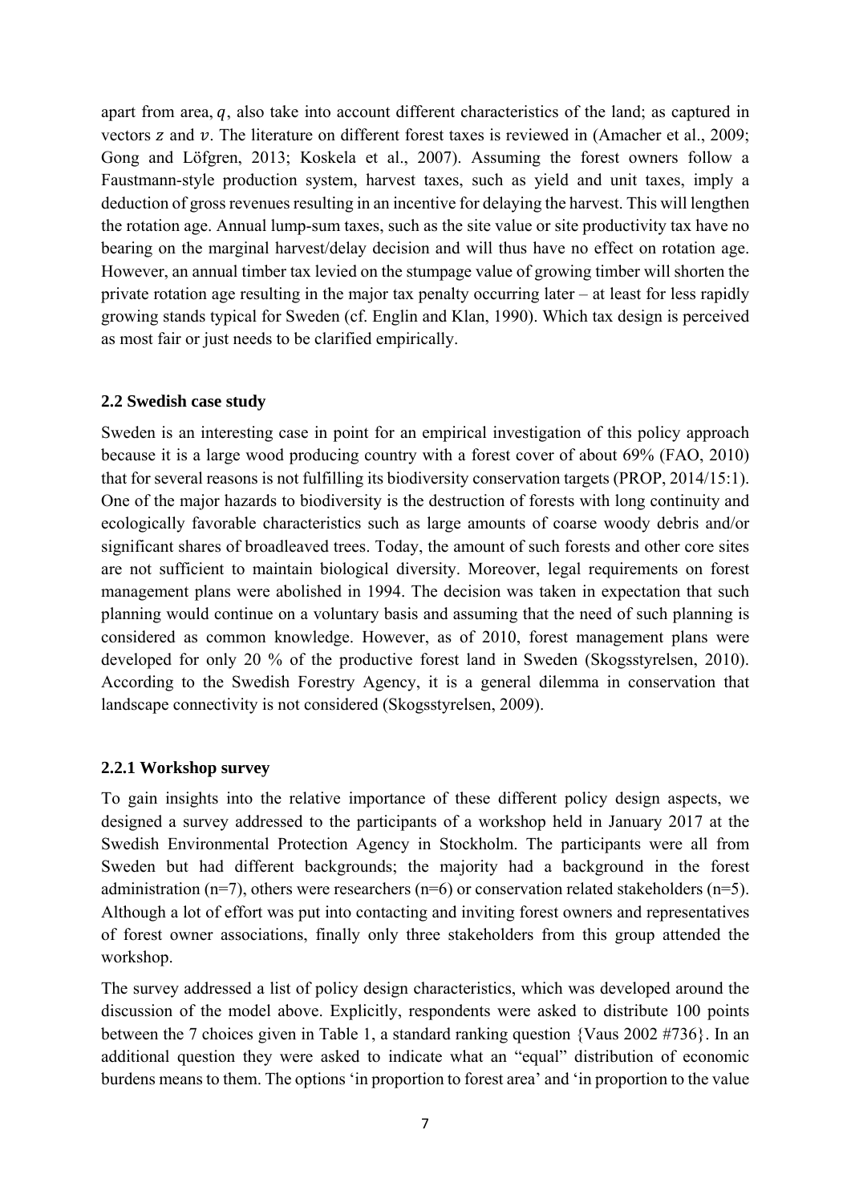apart from area, $q$, also take into account different characteristics of the land; as captured in vectors $z$ and $v$. The literature on different forest taxes is reviewed in (Amacher et al., 2009; Gong and Löfgren, 2013; Koskela et al., 2007). Assuming the forest owners follow a Faustmann-style production system, harvest taxes, such as yield and unit taxes, imply a deduction of gross revenues resulting in an incentive for delaying the harvest. This will lengthen the rotation age. Annual lump-sum taxes, such as the site value or site productivity tax have no bearing on the marginal harvest/delay decision and will thus have no effect on rotation age. However, an annual timber tax levied on the stumpage value of growing timber will shorten the private rotation age resulting in the major tax penalty occurring later – at least for less rapidly growing stands typical for Sweden (cf. Englin and Klan, 1990). Which tax design is perceived as most fair or just needs to be clarified empirically.

### 2.2 Swedish case study

Sweden is an interesting case in point for an empirical investigation of this policy approach because it is a large wood producing country with a forest cover of about 69% (FAO, 2010) that for several reasons is not fulfilling its biodiversity conservation targets (PROP, 2014/15:1). One of the major hazards to biodiversity is the destruction of forests with long continuity and ecologically favorable characteristics such as large amounts of coarse woody debris and/or significant shares of broadleaved trees. Today, the amount of such forests and other core sites are not sufficient to maintain biological diversity. Moreover, legal requirements on forest management plans were abolished in 1994. The decision was taken in expectation that such planning would continue on a voluntary basis and assuming that the need of such planning is considered as common knowledge. However, as of 2010, forest management plans were developed for only 20 % of the productive forest land in Sweden (Skogsstyrelsen, 2010). According to the Swedish Forestry Agency, it is a general dilemma in conservation that landscape connectivity is not considered (Skogsstyrelsen, 2009).

#### 2.2.1 Workshop survey

To gain insights into the relative importance of these different policy design aspects, we designed a survey addressed to the participants of a workshop held in January 2017 at the Swedish Environmental Protection Agency in Stockholm. The participants were all from Sweden but had different backgrounds; the majority had a background in the forest administration (n=7), others were researchers (n=6) or conservation related stakeholders (n=5). Although a lot of effort was put into contacting and inviting forest owners and representatives of forest owner associations, finally only three stakeholders from this group attended the workshop.

The survey addressed a list of policy design characteristics, which was developed around the discussion of the model above. Explicitly, respondents were asked to distribute 100 points between the 7 choices given in Table 1, a standard ranking question {Vaus 2002 #736}. In an additional question they were asked to indicate what an "equal" distribution of economic burdens means to them. The options 'in proportion to forest area' and 'in proportion to the value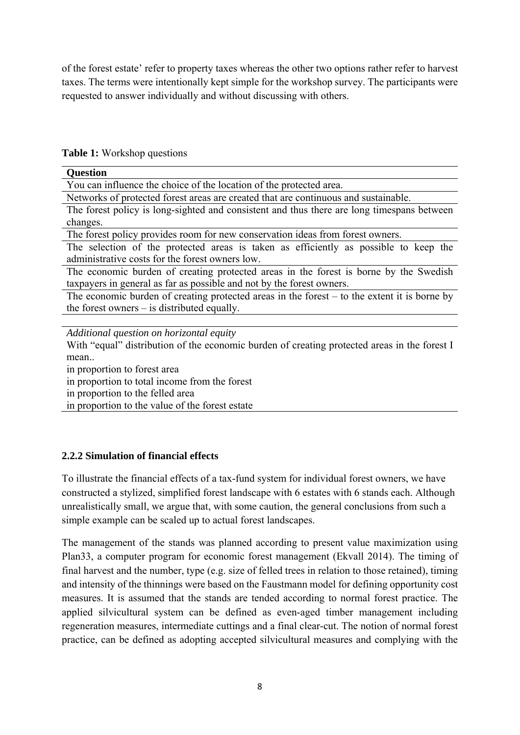of the forest estate' refer to property taxes whereas the other two options rather refer to harvest taxes. The terms were intentionally kept simple for the workshop survey. The participants were requested to answer individually and without discussing with others.

**Table 1:** Workshop questions

| **Question** |
|---|
| You can influence the choice of the location of the protected area. |
| Networks of protected forest areas are created that are continuous and sustainable. |
| The forest policy is long-sighted and consistent and thus there are long timespans between changes. |
| The forest policy provides room for new conservation ideas from forest owners. |
| The selection of the protected areas is taken as efficiently as possible to keep the administrative costs for the forest owners low. |
| The economic burden of creating protected areas in the forest is borne by the Swedish taxpayers in general as far as possible and not by the forest owners. |
| The economic burden of creating protected areas in the forest – to the extent it is borne by the forest owners – is distributed equally. |
| |
| *Additional question on horizontal equity* |
| With "equal" distribution of the economic burden of creating protected areas in the forest I mean.. |
| in proportion to forest area |
| in proportion to total income from the forest |
| in proportion to the felled area |
| in proportion to the value of the forest estate |

### 2.2.2 Simulation of financial effects

To illustrate the financial effects of a tax-fund system for individual forest owners, we have constructed a stylized, simplified forest landscape with 6 estates with 6 stands each. Although unrealistically small, we argue that, with some caution, the general conclusions from such a simple example can be scaled up to actual forest landscapes.

The management of the stands was planned according to present value maximization using Plan33, a computer program for economic forest management (Ekvall 2014). The timing of final harvest and the number, type (e.g. size of felled trees in relation to those retained), timing and intensity of the thinnings were based on the Faustmann model for defining opportunity cost measures. It is assumed that the stands are tended according to normal forest practice. The applied silvicultural system can be defined as even-aged timber management including regeneration measures, intermediate cuttings and a final clear-cut. The notion of normal forest practice, can be defined as adopting accepted silvicultural measures and complying with the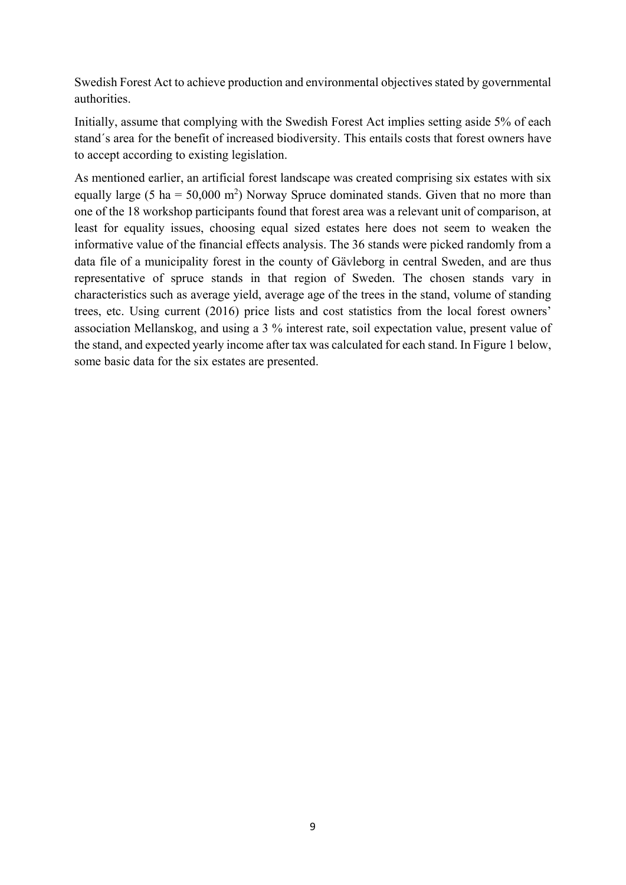Swedish Forest Act to achieve production and environmental objectives stated by governmental authorities.

Initially, assume that complying with the Swedish Forest Act implies setting aside 5% of each stand´s area for the benefit of increased biodiversity. This entails costs that forest owners have to accept according to existing legislation.

As mentioned earlier, an artificial forest landscape was created comprising six estates with six equally large (5 ha = 50,000 m$^2$) Norway Spruce dominated stands. Given that no more than one of the 18 workshop participants found that forest area was a relevant unit of comparison, at least for equality issues, choosing equal sized estates here does not seem to weaken the informative value of the financial effects analysis. The 36 stands were picked randomly from a data file of a municipality forest in the county of Gävleborg in central Sweden, and are thus representative of spruce stands in that region of Sweden. The chosen stands vary in characteristics such as average yield, average age of the trees in the stand, volume of standing trees, etc. Using current (2016) price lists and cost statistics from the local forest owners' association Mellanskog, and using a 3 % interest rate, soil expectation value, present value of the stand, and expected yearly income after tax was calculated for each stand. In Figure 1 below, some basic data for the six estates are presented.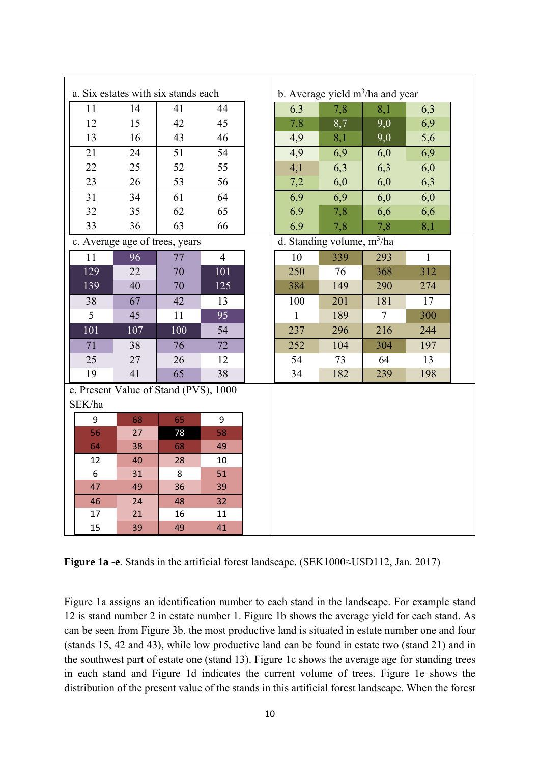a. Six estates with six stands each

| | | | |
|---|---|---|---|
| 11 | 14 | 41 | 44 |
| 12 | 15 | 42 | 45 |
| 13 | 16 | 43 | 46 |
| 21 | 24 | 51 | 54 |
| 22 | 25 | 52 | 55 |
| 23 | 26 | 53 | 56 |
| 31 | 34 | 61 | 64 |
| 32 | 35 | 62 | 65 |
| 33 | 36 | 63 | 66 |

b. Average yield m$^3$/ha and year

| | | | |
|---|---|---|---|
| 6,3 | 7,8 | 8,1 | 6,3 |
| 7,8 | 8,7 | 9,0 | 6,9 |
| 4,9 | 8,1 | 9,0 | 5,6 |
| 4,9 | 6,9 | 6,0 | 6,9 |
| 4,1 | 6,3 | 6,3 | 6,0 |
| 7,2 | 6,0 | 6,0 | 6,3 |
| 6,9 | 6,9 | 6,0 | 6,0 |
| 6,9 | 7,8 | 6,6 | 6,6 |
| 6,9 | 7,8 | 7,8 | 8,1 |

c. Average age of trees, years

| | | | |
|---|---|---|---|
| 11 | 96 | 77 | 4 |
| 129 | 22 | 70 | 101 |
| 139 | 40 | 70 | 125 |
| 38 | 67 | 42 | 13 |
| 5 | 45 | 11 | 95 |
| 101 | 107 | 100 | 54 |
| 71 | 38 | 76 | 72 |
| 25 | 27 | 26 | 12 |
| 19 | 41 | 65 | 38 |

d. Standing volume, m$^3$/ha

| | | | |
|---|---|---|---|
| 10 | 339 | 293 | 1 |
| 250 | 76 | 368 | 312 |
| 384 | 149 | 290 | 274 |
| 100 | 201 | 181 | 17 |
| 1 | 189 | 7 | 300 |
| 237 | 296 | 216 | 244 |
| 252 | 104 | 304 | 197 |
| 54 | 73 | 64 | 13 |
| 34 | 182 | 239 | 198 |

e. Present Value of Stand (PVS), 1000 SEK/ha

| | | | |
|---|---|---|---|
| 9 | 68 | 65 | 9 |
| 56 | 27 | 78 | 58 |
| 64 | 38 | 68 | 49 |
| 12 | 40 | 28 | 10 |
| 6 | 31 | 8 | 51 |
| 47 | 49 | 36 | 39 |
| 46 | 24 | 48 | 32 |
| 17 | 21 | 16 | 11 |
| 15 | 39 | 49 | 41 |

**Figure 1a -e**. Stands in the artificial forest landscape. (SEK1000≈USD112, Jan. 2017)

Figure 1a assigns an identification number to each stand in the landscape. For example stand 12 is stand number 2 in estate number 1. Figure 1b shows the average yield for each stand. As can be seen from Figure 3b, the most productive land is situated in estate number one and four (stands 15, 42 and 43), while low productive land can be found in estate two (stand 21) and in the southwest part of estate one (stand 13). Figure 1c shows the average age for standing trees in each stand and Figure 1d indicates the current volume of trees. Figure 1e shows the distribution of the present value of the stands in this artificial forest landscape. When the forest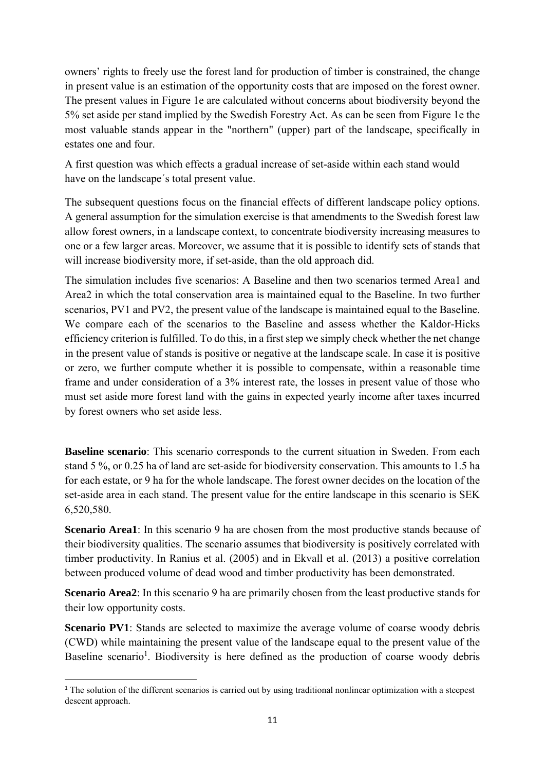owners' rights to freely use the forest land for production of timber is constrained, the change in present value is an estimation of the opportunity costs that are imposed on the forest owner. The present values in Figure 1e are calculated without concerns about biodiversity beyond the 5% set aside per stand implied by the Swedish Forestry Act. As can be seen from Figure 1e the most valuable stands appear in the "northern" (upper) part of the landscape, specifically in estates one and four.

A first question was which effects a gradual increase of set-aside within each stand would have on the landscape´s total present value.

The subsequent questions focus on the financial effects of different landscape policy options. A general assumption for the simulation exercise is that amendments to the Swedish forest law allow forest owners, in a landscape context, to concentrate biodiversity increasing measures to one or a few larger areas. Moreover, we assume that it is possible to identify sets of stands that will increase biodiversity more, if set-aside, than the old approach did.

The simulation includes five scenarios: A Baseline and then two scenarios termed Area1 and Area2 in which the total conservation area is maintained equal to the Baseline. In two further scenarios, PV1 and PV2, the present value of the landscape is maintained equal to the Baseline. We compare each of the scenarios to the Baseline and assess whether the Kaldor-Hicks efficiency criterion is fulfilled. To do this, in a first step we simply check whether the net change in the present value of stands is positive or negative at the landscape scale. In case it is positive or zero, we further compute whether it is possible to compensate, within a reasonable time frame and under consideration of a 3% interest rate, the losses in present value of those who must set aside more forest land with the gains in expected yearly income after taxes incurred by forest owners who set aside less.

**Baseline scenario**: This scenario corresponds to the current situation in Sweden. From each stand 5 %, or 0.25 ha of land are set-aside for biodiversity conservation. This amounts to 1.5 ha for each estate, or 9 ha for the whole landscape. The forest owner decides on the location of the set-aside area in each stand. The present value for the entire landscape in this scenario is SEK 6,520,580.

**Scenario Area1**: In this scenario 9 ha are chosen from the most productive stands because of their biodiversity qualities. The scenario assumes that biodiversity is positively correlated with timber productivity. In Ranius et al. (2005) and in Ekvall et al. (2013) a positive correlation between produced volume of dead wood and timber productivity has been demonstrated.

**Scenario Area2**: In this scenario 9 ha are primarily chosen from the least productive stands for their low opportunity costs.

**Scenario PV1**: Stands are selected to maximize the average volume of coarse woody debris (CWD) while maintaining the present value of the landscape equal to the present value of the Baseline scenario[1]. Biodiversity is here defined as the production of coarse woody debris

[1] The solution of the different scenarios is carried out by using traditional nonlinear optimization with a steepest descent approach.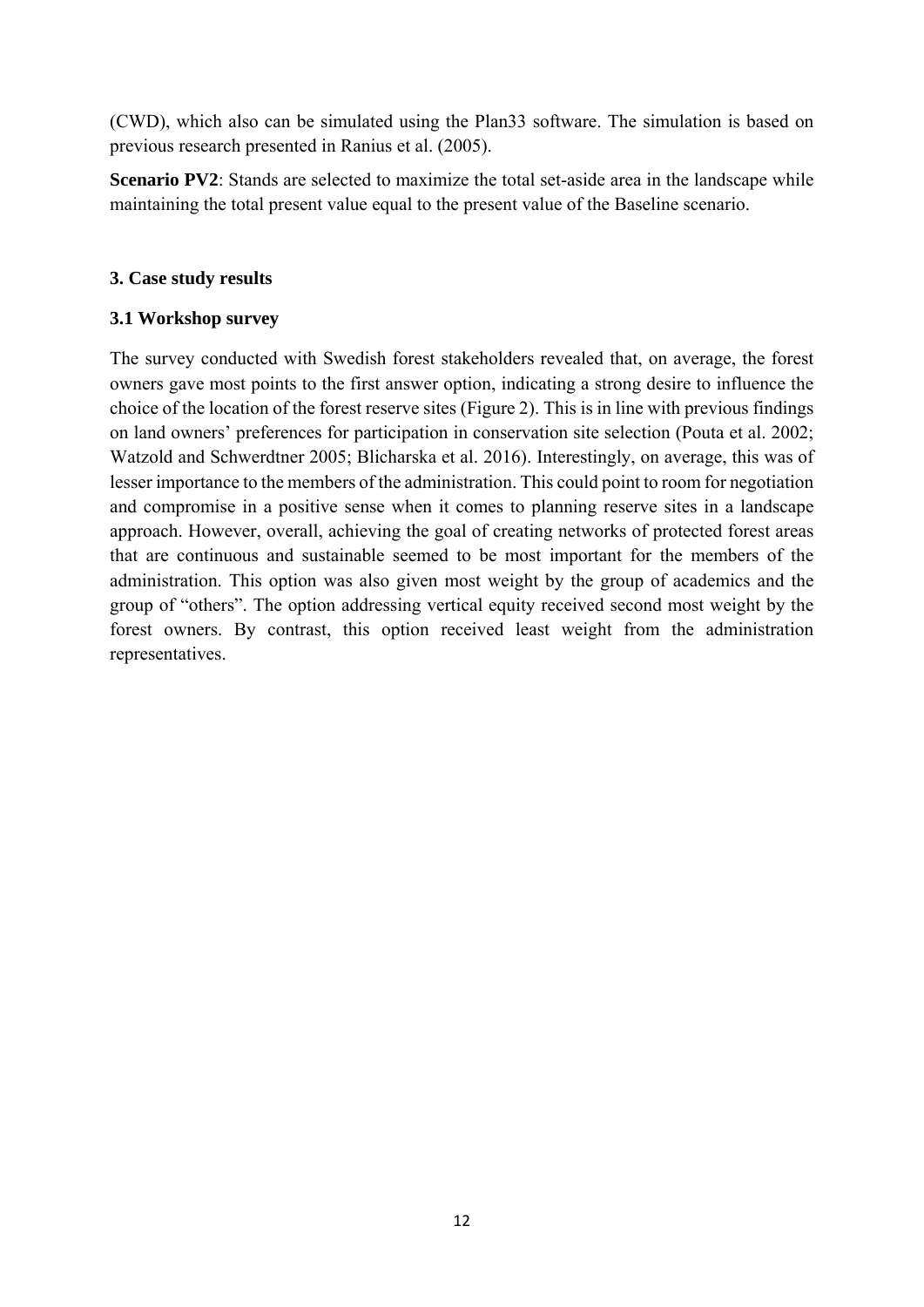(CWD), which also can be simulated using the Plan33 software. The simulation is based on previous research presented in Ranius et al. (2005).

**Scenario PV2**: Stands are selected to maximize the total set-aside area in the landscape while maintaining the total present value equal to the present value of the Baseline scenario.

## 3. Case study results

### 3.1 Workshop survey

The survey conducted with Swedish forest stakeholders revealed that, on average, the forest owners gave most points to the first answer option, indicating a strong desire to influence the choice of the location of the forest reserve sites (Figure 2). This is in line with previous findings on land owners' preferences for participation in conservation site selection (Pouta et al. 2002; Watzold and Schwerdtner 2005; Blicharska et al. 2016). Interestingly, on average, this was of lesser importance to the members of the administration. This could point to room for negotiation and compromise in a positive sense when it comes to planning reserve sites in a landscape approach. However, overall, achieving the goal of creating networks of protected forest areas that are continuous and sustainable seemed to be most important for the members of the administration. This option was also given most weight by the group of academics and the group of "others". The option addressing vertical equity received second most weight by the forest owners. By contrast, this option received least weight from the administration representatives.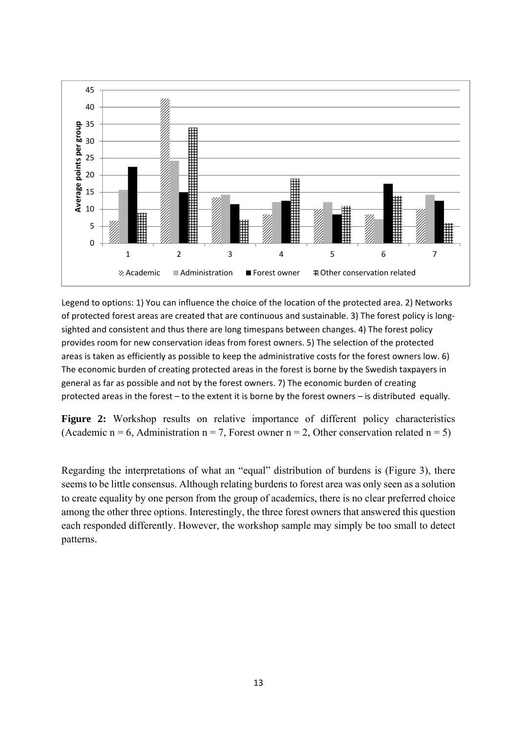Legend to options: 1) You can influence the choice of the location of the protected area. 2) Networks of protected forest areas are created that are continuous and sustainable. 3) The forest policy is long-sighted and consistent and thus there are long timespans between changes. 4) The forest policy provides room for new conservation ideas from forest owners. 5) The selection of the protected areas is taken as efficiently as possible to keep the administrative costs for the forest owners low. 6) The economic burden of creating protected areas in the forest is borne by the Swedish taxpayers in general as far as possible and not by the forest owners. 7) The economic burden of creating protected areas in the forest – to the extent it is borne by the forest owners – is distributed equally.

**Figure 2:** Workshop results on relative importance of different policy characteristics (Academic n = 6, Administration n = 7, Forest owner n = 2, Other conservation related n = 5)

Regarding the interpretations of what an "equal" distribution of burdens is (Figure 3), there seems to be little consensus. Although relating burdens to forest area was only seen as a solution to create equality by one person from the group of academics, there is no clear preferred choice among the other three options. Interestingly, the three forest owners that answered this question each responded differently. However, the workshop sample may simply be too small to detect patterns.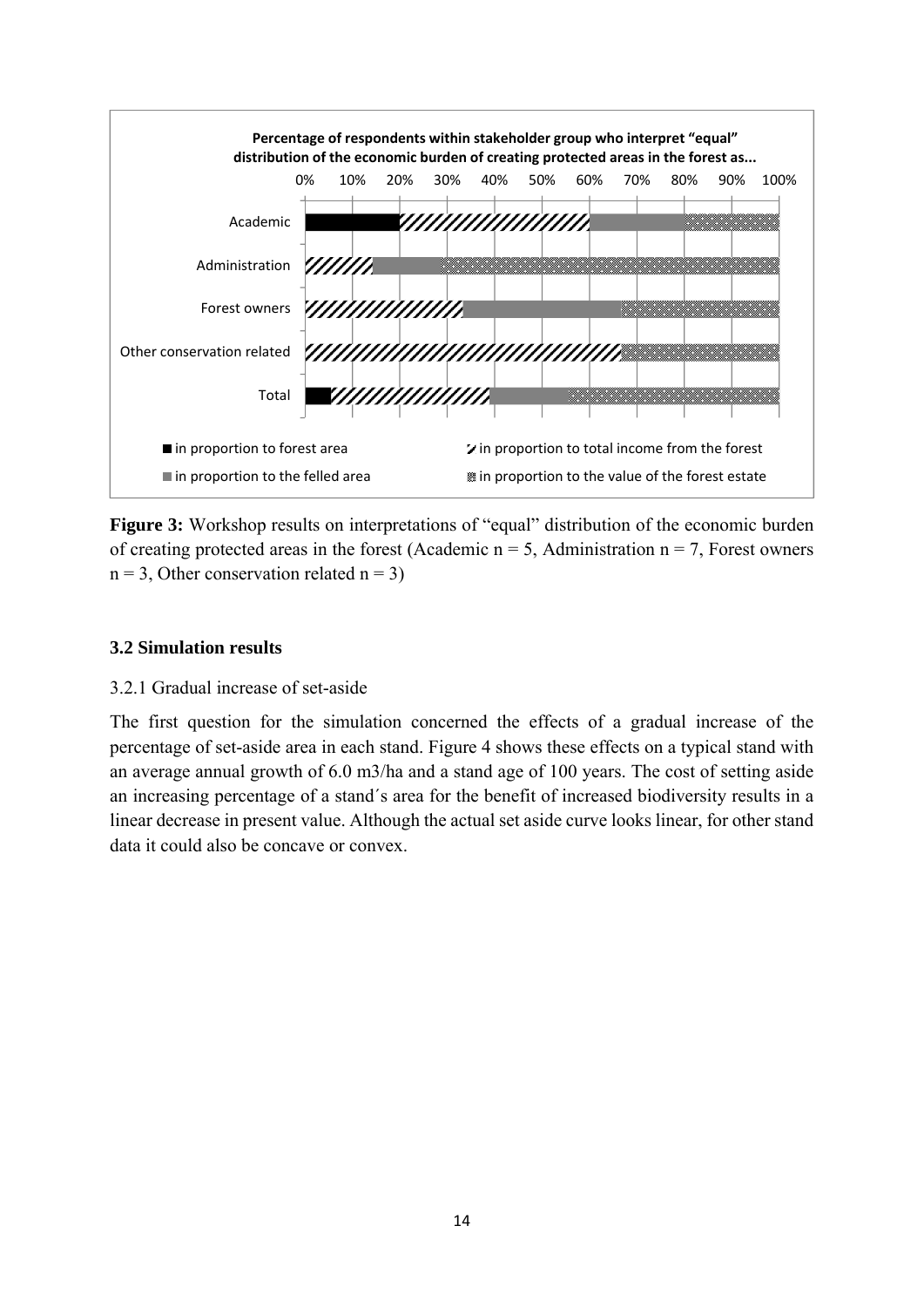**Figure 3:** Workshop results on interpretations of “equal” distribution of the economic burden of creating protected areas in the forest (Academic n = 5, Administration n = 7, Forest owners n = 3, Other conservation related n = 3)

### 3.2 Simulation results

3.2.1 Gradual increase of set-aside

The first question for the simulation concerned the effects of a gradual increase of the percentage of set-aside area in each stand. Figure 4 shows these effects on a typical stand with an average annual growth of 6.0 m3/ha and a stand age of 100 years. The cost of setting aside an increasing percentage of a stand´s area for the benefit of increased biodiversity results in a linear decrease in present value. Although the actual set aside curve looks linear, for other stand data it could also be concave or convex.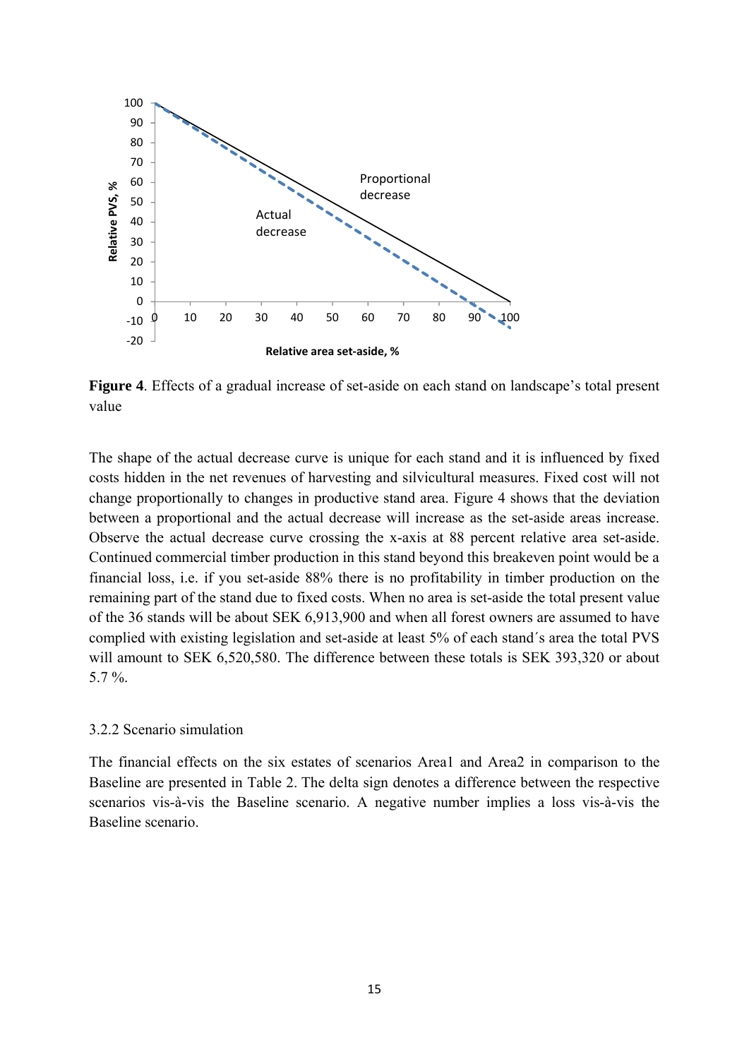**Figure 4**. Effects of a gradual increase of set-aside on each stand on landscape's total present value

The shape of the actual decrease curve is unique for each stand and it is influenced by fixed costs hidden in the net revenues of harvesting and silvicultural measures. Fixed cost will not change proportionally to changes in productive stand area. Figure 4 shows that the deviation between a proportional and the actual decrease will increase as the set-aside areas increase. Observe the actual decrease curve crossing the x-axis at 88 percent relative area set-aside. Continued commercial timber production in this stand beyond this breakeven point would be a financial loss, i.e. if you set-aside 88% there is no profitability in timber production on the remaining part of the stand due to fixed costs. When no area is set-aside the total present value of the 36 stands will be about SEK 6,913,900 and when all forest owners are assumed to have complied with existing legislation and set-aside at least 5% of each stand´s area the total PVS will amount to SEK 6,520,580. The difference between these totals is SEK 393,320 or about 5.7 %.

### 3.2.2 Scenario simulation

The financial effects on the six estates of scenarios Area1 and Area2 in comparison to the Baseline are presented in Table 2. The delta sign denotes a difference between the respective scenarios vis-à-vis the Baseline scenario. A negative number implies a loss vis-à-vis the Baseline scenario.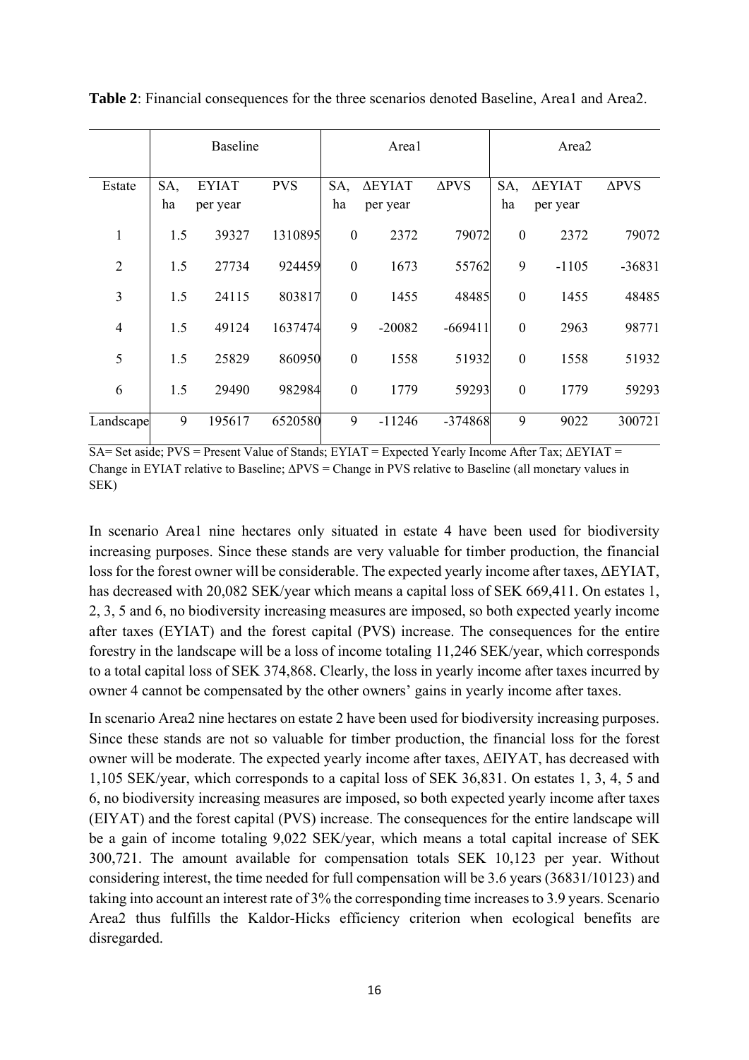**Table 2**: Financial consequences for the three scenarios denoted Baseline, Area1 and Area2.

| | Baseline | | | Area1 | | | Area2 | | |
|---|---|---|---|---|---|---|---|---|---|
| Estate | SA, ha | EYIAT per year | PVS | SA, ha | ΔEYIAT per year | ΔPVS | SA, ha | ΔEYIAT per year | ΔPVS |
| 1 | 1.5 | 39327 | 1310895 | 0 | 2372 | 79072 | 0 | 2372 | 79072 |
| 2 | 1.5 | 27734 | 924459 | 0 | 1673 | 55762 | 9 | -1105 | -36831 |
| 3 | 1.5 | 24115 | 803817 | 0 | 1455 | 48485 | 0 | 1455 | 48485 |
| 4 | 1.5 | 49124 | 1637474 | 9 | -20082 | -669411 | 0 | 2963 | 98771 |
| 5 | 1.5 | 25829 | 860950 | 0 | 1558 | 51932 | 0 | 1558 | 51932 |
| 6 | 1.5 | 29490 | 982984 | 0 | 1779 | 59293 | 0 | 1779 | 59293 |
| Landscape | 9 | 195617 | 6520580 | 9 | -11246 | -374868 | 9 | 9022 | 300721 |

SA= Set aside; PVS = Present Value of Stands; EYIAT = Expected Yearly Income After Tax; ΔEYIAT = Change in EYIAT relative to Baseline; ΔPVS = Change in PVS relative to Baseline (all monetary values in SEK)

In scenario Area1 nine hectares only situated in estate 4 have been used for biodiversity increasing purposes. Since these stands are very valuable for timber production, the financial loss for the forest owner will be considerable. The expected yearly income after taxes, ΔEYIAT, has decreased with 20,082 SEK/year which means a capital loss of SEK 669,411. On estates 1, 2, 3, 5 and 6, no biodiversity increasing measures are imposed, so both expected yearly income after taxes (EYIAT) and the forest capital (PVS) increase. The consequences for the entire forestry in the landscape will be a loss of income totaling 11,246 SEK/year, which corresponds to a total capital loss of SEK 374,868. Clearly, the loss in yearly income after taxes incurred by owner 4 cannot be compensated by the other owners' gains in yearly income after taxes.

In scenario Area2 nine hectares on estate 2 have been used for biodiversity increasing purposes. Since these stands are not so valuable for timber production, the financial loss for the forest owner will be moderate. The expected yearly income after taxes, ΔEIYAT, has decreased with 1,105 SEK/year, which corresponds to a capital loss of SEK 36,831. On estates 1, 3, 4, 5 and 6, no biodiversity increasing measures are imposed, so both expected yearly income after taxes (EIYAT) and the forest capital (PVS) increase. The consequences for the entire landscape will be a gain of income totaling 9,022 SEK/year, which means a total capital increase of SEK 300,721. The amount available for compensation totals SEK 10,123 per year. Without considering interest, the time needed for full compensation will be 3.6 years (36831/10123) and taking into account an interest rate of 3% the corresponding time increases to 3.9 years. Scenario Area2 thus fulfills the Kaldor-Hicks efficiency criterion when ecological benefits are disregarded.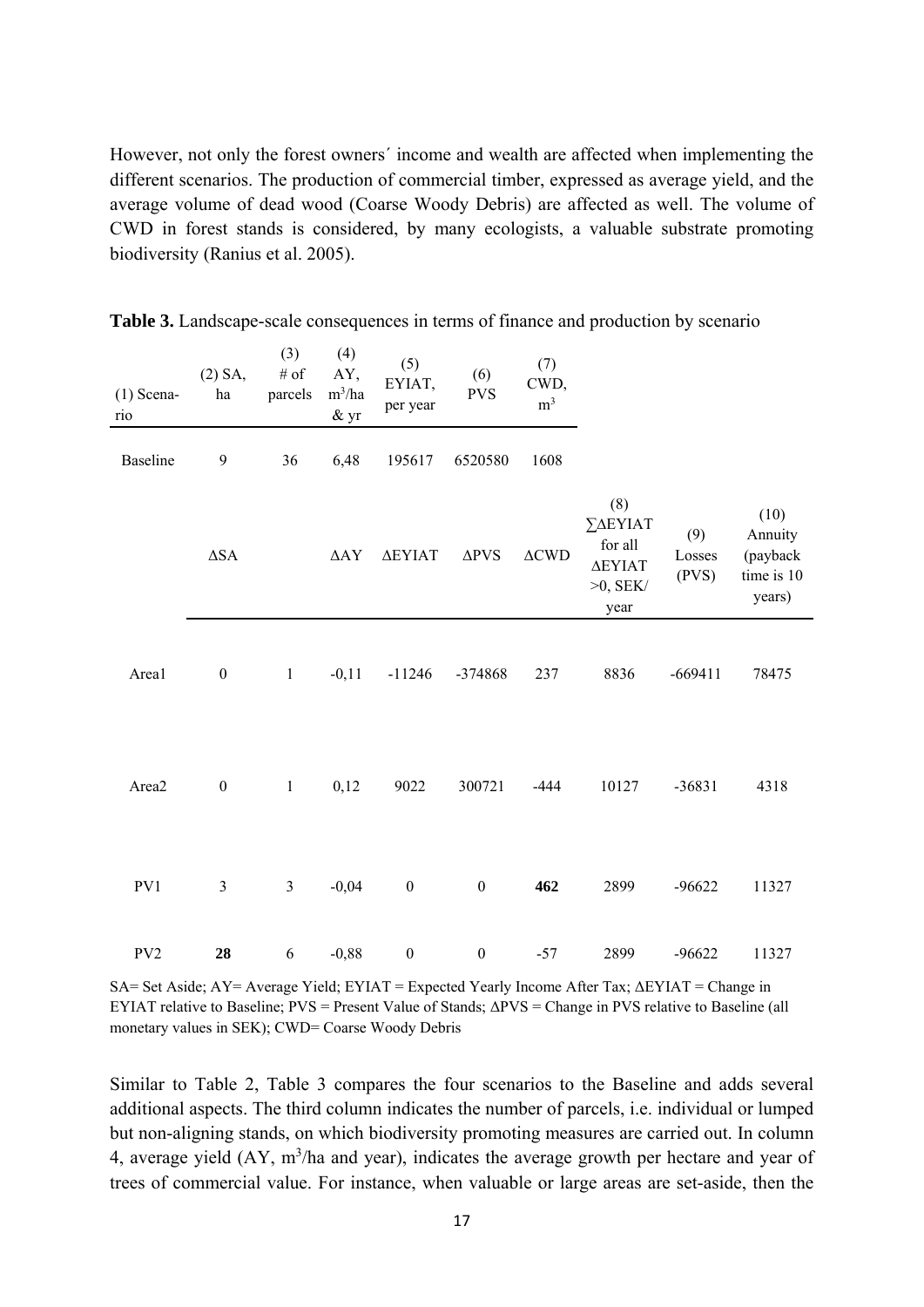However, not only the forest owners´ income and wealth are affected when implementing the different scenarios. The production of commercial timber, expressed as average yield, and the average volume of dead wood (Coarse Woody Debris) are affected as well. The volume of CWD in forest stands is considered, by many ecologists, a valuable substrate promoting biodiversity (Ranius et al. 2005).

**Table 3.** Landscape-scale consequences in terms of finance and production by scenario

| (1) Scenario | (2) SA, ha | (3) # of parcels | (4) AY, $m^3$/ha & yr | (5) EYIAT, per year | (6) PVS | (7) CWD, $m^3$ | | | |
|---|---|---|---|---|---|---|---|---|---|
| Baseline | 9 | 36 | 6,48 | 195617 | 6520580 | 1608 | | | |
| | ΔSA | | ΔAY | ΔEYIAT | ΔPVS | ΔCWD | (8) ∑ΔEYIAT for all ΔEYIAT >0, SEK/ year | (9) Losses (PVS) | (10) Annuity (payback time is 10 years) |
| Area1 | 0 | 1 | -0,11 | -11246 | -374868 | 237 | 8836 | -669411 | 78475 |
| Area2 | 0 | 1 | 0,12 | 9022 | 300721 | -444 | 10127 | -36831 | 4318 |
| PV1 | 3 | 3 | -0,04 | 0 | 0 | **462** | 2899 | -96622 | 11327 |
| PV2 | **28** | 6 | -0,88 | 0 | 0 | -57 | 2899 | -96622 | 11327 |

SA= Set Aside; AY= Average Yield; EYIAT = Expected Yearly Income After Tax; ΔEYIAT = Change in EYIAT relative to Baseline; PVS = Present Value of Stands; ΔPVS = Change in PVS relative to Baseline (all monetary values in SEK); CWD= Coarse Woody Debris

Similar to Table 2, Table 3 compares the four scenarios to the Baseline and adds several additional aspects. The third column indicates the number of parcels, i.e. individual or lumped but non-aligning stands, on which biodiversity promoting measures are carried out. In column 4, average yield (AY, $m^3$/ha and year), indicates the average growth per hectare and year of trees of commercial value. For instance, when valuable or large areas are set-aside, then the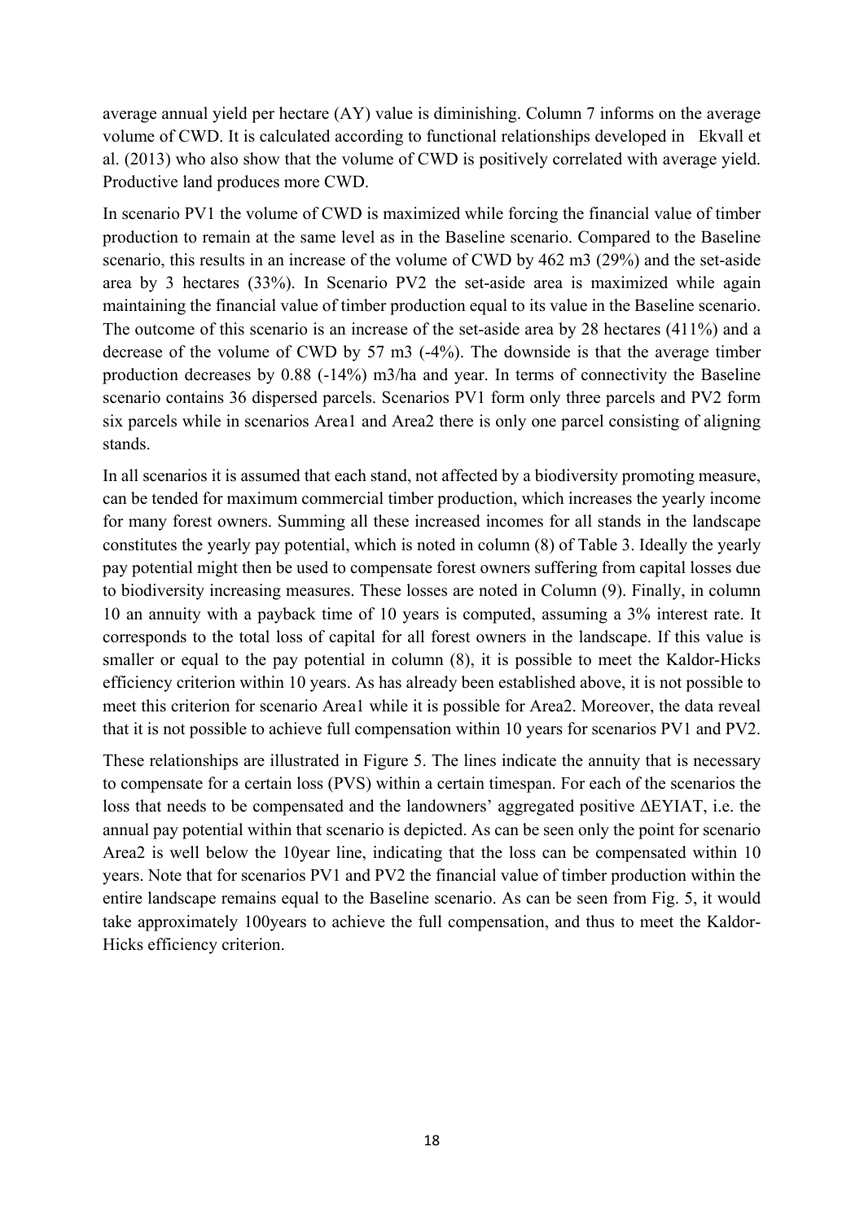average annual yield per hectare (AY) value is diminishing. Column 7 informs on the average volume of CWD. It is calculated according to functional relationships developed in Ekvall et al. (2013) who also show that the volume of CWD is positively correlated with average yield. Productive land produces more CWD.

In scenario PV1 the volume of CWD is maximized while forcing the financial value of timber production to remain at the same level as in the Baseline scenario. Compared to the Baseline scenario, this results in an increase of the volume of CWD by 462 m3 (29%) and the set-aside area by 3 hectares (33%). In Scenario PV2 the set-aside area is maximized while again maintaining the financial value of timber production equal to its value in the Baseline scenario. The outcome of this scenario is an increase of the set-aside area by 28 hectares (411%) and a decrease of the volume of CWD by 57 m3 (-4%). The downside is that the average timber production decreases by 0.88 (-14%) m3/ha and year. In terms of connectivity the Baseline scenario contains 36 dispersed parcels. Scenarios PV1 form only three parcels and PV2 form six parcels while in scenarios Area1 and Area2 there is only one parcel consisting of aligning stands.

In all scenarios it is assumed that each stand, not affected by a biodiversity promoting measure, can be tended for maximum commercial timber production, which increases the yearly income for many forest owners. Summing all these increased incomes for all stands in the landscape constitutes the yearly pay potential, which is noted in column (8) of Table 3. Ideally the yearly pay potential might then be used to compensate forest owners suffering from capital losses due to biodiversity increasing measures. These losses are noted in Column (9). Finally, in column 10 an annuity with a payback time of 10 years is computed, assuming a 3% interest rate. It corresponds to the total loss of capital for all forest owners in the landscape. If this value is smaller or equal to the pay potential in column (8), it is possible to meet the Kaldor-Hicks efficiency criterion within 10 years. As has already been established above, it is not possible to meet this criterion for scenario Area1 while it is possible for Area2. Moreover, the data reveal that it is not possible to achieve full compensation within 10 years for scenarios PV1 and PV2.

These relationships are illustrated in Figure 5. The lines indicate the annuity that is necessary to compensate for a certain loss (PVS) within a certain timespan. For each of the scenarios the loss that needs to be compensated and the landowners' aggregated positive ΔEYIAT, i.e. the annual pay potential within that scenario is depicted. As can be seen only the point for scenario Area2 is well below the 10year line, indicating that the loss can be compensated within 10 years. Note that for scenarios PV1 and PV2 the financial value of timber production within the entire landscape remains equal to the Baseline scenario. As can be seen from Fig. 5, it would take approximately 100years to achieve the full compensation, and thus to meet the Kaldor-Hicks efficiency criterion.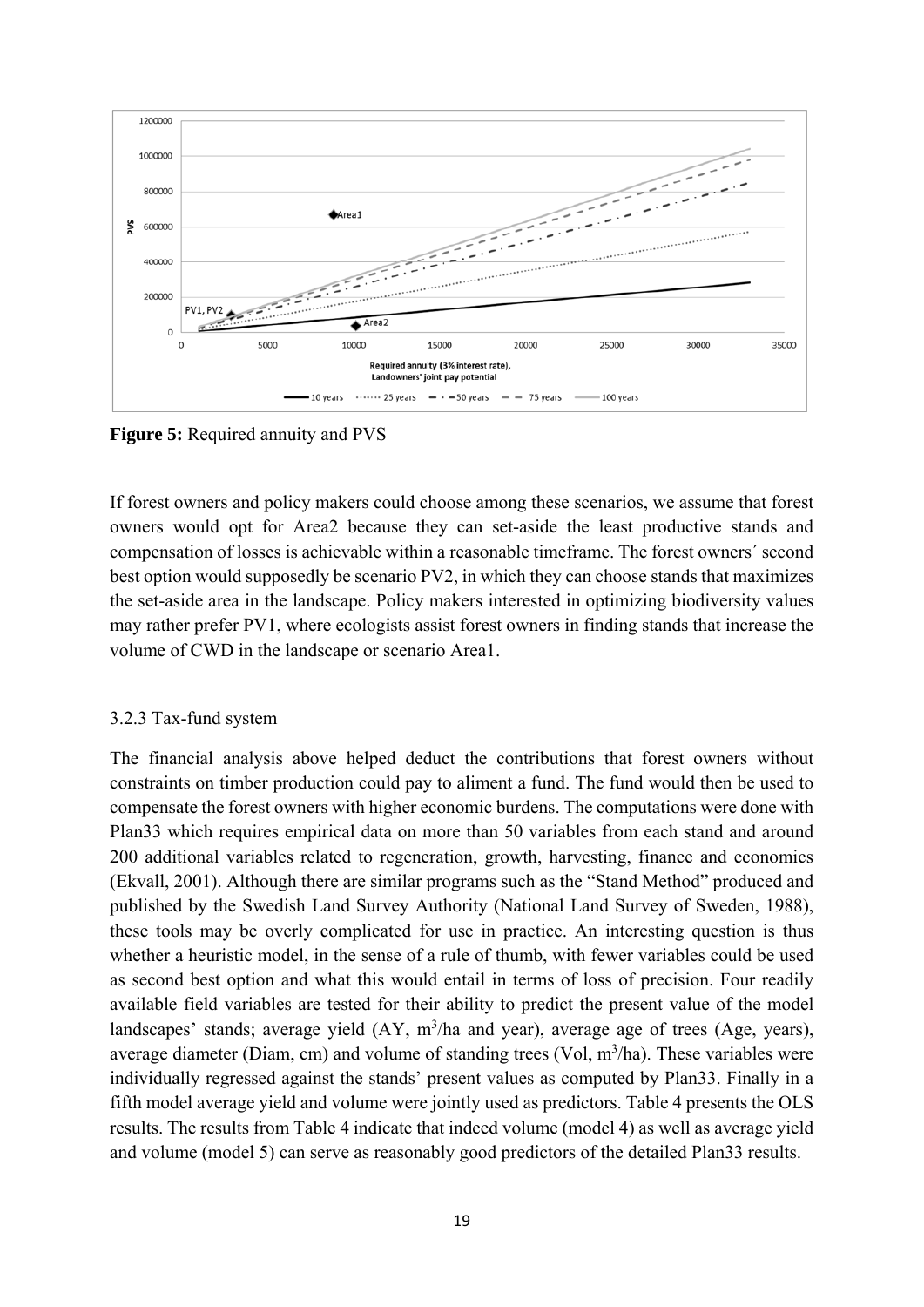**Figure 5:** Required annuity and PVS

If forest owners and policy makers could choose among these scenarios, we assume that forest owners would opt for Area2 because they can set-aside the least productive stands and compensation of losses is achievable within a reasonable timeframe. The forest owners´ second best option would supposedly be scenario PV2, in which they can choose stands that maximizes the set-aside area in the landscape. Policy makers interested in optimizing biodiversity values may rather prefer PV1, where ecologists assist forest owners in finding stands that increase the volume of CWD in the landscape or scenario Area1.

### 3.2.3 Tax-fund system

The financial analysis above helped deduct the contributions that forest owners without constraints on timber production could pay to aliment a fund. The fund would then be used to compensate the forest owners with higher economic burdens. The computations were done with Plan33 which requires empirical data on more than 50 variables from each stand and around 200 additional variables related to regeneration, growth, harvesting, finance and economics (Ekvall, 2001). Although there are similar programs such as the "Stand Method" produced and published by the Swedish Land Survey Authority (National Land Survey of Sweden, 1988), these tools may be overly complicated for use in practice. An interesting question is thus whether a heuristic model, in the sense of a rule of thumb, with fewer variables could be used as second best option and what this would entail in terms of loss of precision. Four readily available field variables are tested for their ability to predict the present value of the model landscapes' stands; average yield (AY, $m^3$/ha and year), average age of trees (Age, years), average diameter (Diam, cm) and volume of standing trees (Vol, $m^3$/ha). These variables were individually regressed against the stands' present values as computed by Plan33. Finally in a fifth model average yield and volume were jointly used as predictors. Table 4 presents the OLS results. The results from Table 4 indicate that indeed volume (model 4) as well as average yield and volume (model 5) can serve as reasonably good predictors of the detailed Plan33 results.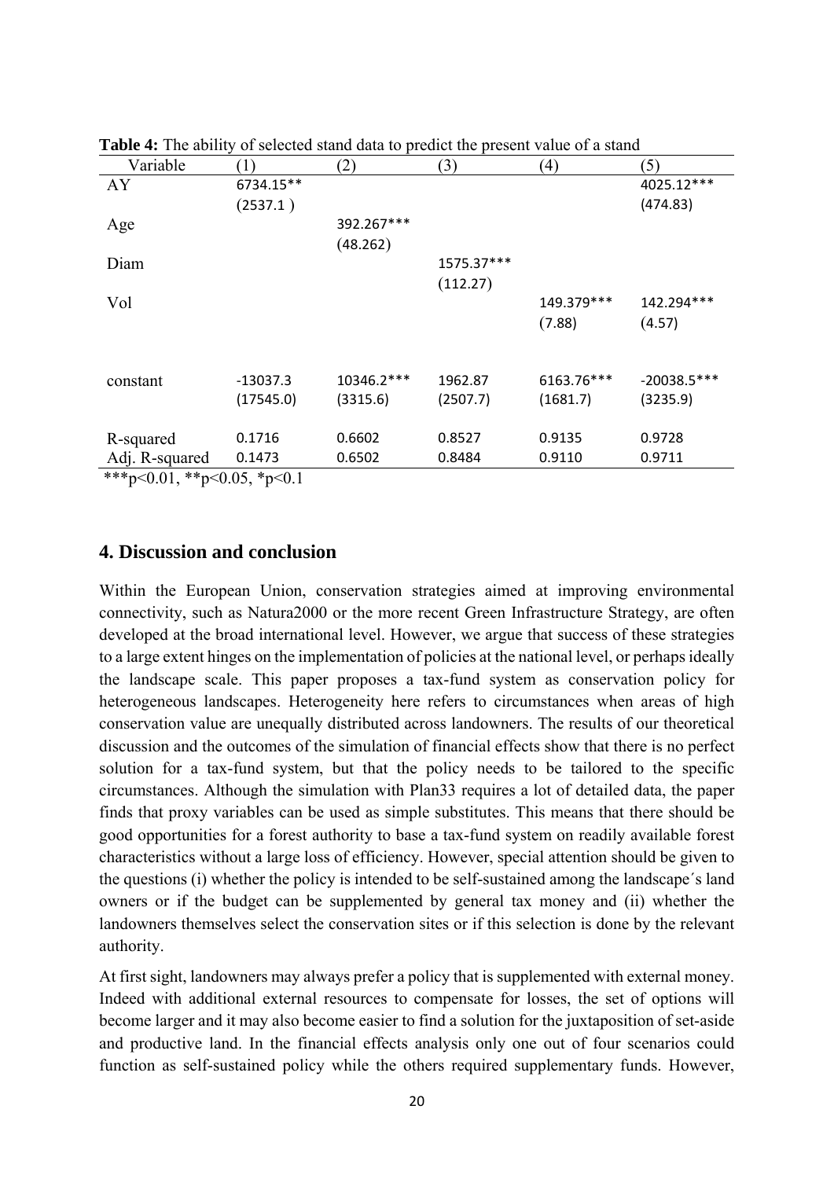**Table 4:** The ability of selected stand data to predict the present value of a stand

| Variable | (1) | (2) | (3) | (4) | (5) |
|---|---|---|---|---|---|
| AY | 6734.15** | | | | 4025.12*** |
| | (2537.1 ) | | | | (474.83) |
| Age | | 392.267*** | | | |
| | | (48.262) | | | |
| Diam | | | 1575.37*** | | |
| | | | (112.27) | | |
| Vol | | | | 149.379*** | 142.294*** |
| | | | | (7.88) | (4.57) |
| constant | -13037.3 | 10346.2*** | 1962.87 | 6163.76*** | -20038.5*** |
| | (17545.0) | (3315.6) | (2507.7) | (1681.7) | (3235.9) |
| R-squared | 0.1716 | 0.6602 | 0.8527 | 0.9135 | 0.9728 |
| Adj. R-squared | 0.1473 | 0.6502 | 0.8484 | 0.9110 | 0.9711 |

***p<0.01, **p<0.05, *p<0.1

## 4. Discussion and conclusion

Within the European Union, conservation strategies aimed at improving environmental connectivity, such as Natura2000 or the more recent Green Infrastructure Strategy, are often developed at the broad international level. However, we argue that success of these strategies to a large extent hinges on the implementation of policies at the national level, or perhaps ideally the landscape scale. This paper proposes a tax-fund system as conservation policy for heterogeneous landscapes. Heterogeneity here refers to circumstances when areas of high conservation value are unequally distributed across landowners. The results of our theoretical discussion and the outcomes of the simulation of financial effects show that there is no perfect solution for a tax-fund system, but that the policy needs to be tailored to the specific circumstances. Although the simulation with Plan33 requires a lot of detailed data, the paper finds that proxy variables can be used as simple substitutes. This means that there should be good opportunities for a forest authority to base a tax-fund system on readily available forest characteristics without a large loss of efficiency. However, special attention should be given to the questions (i) whether the policy is intended to be self-sustained among the landscape´s land owners or if the budget can be supplemented by general tax money and (ii) whether the landowners themselves select the conservation sites or if this selection is done by the relevant authority.

At first sight, landowners may always prefer a policy that is supplemented with external money. Indeed with additional external resources to compensate for losses, the set of options will become larger and it may also become easier to find a solution for the juxtaposition of set-aside and productive land. In the financial effects analysis only one out of four scenarios could function as self-sustained policy while the others required supplementary funds. However,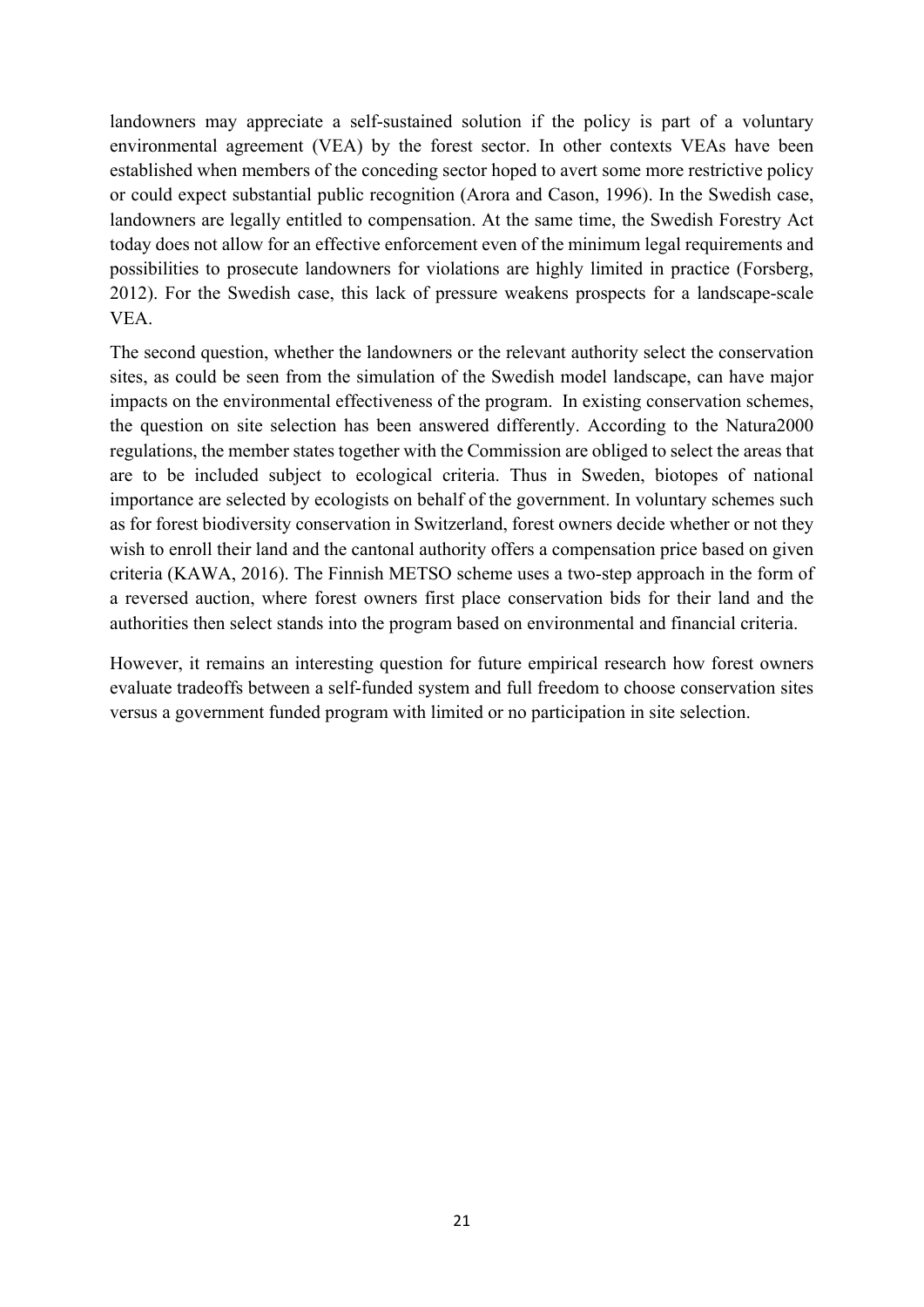landowners may appreciate a self-sustained solution if the policy is part of a voluntary environmental agreement (VEA) by the forest sector. In other contexts VEAs have been established when members of the conceding sector hoped to avert some more restrictive policy or could expect substantial public recognition (Arora and Cason, 1996). In the Swedish case, landowners are legally entitled to compensation. At the same time, the Swedish Forestry Act today does not allow for an effective enforcement even of the minimum legal requirements and possibilities to prosecute landowners for violations are highly limited in practice (Forsberg, 2012). For the Swedish case, this lack of pressure weakens prospects for a landscape-scale VEA.

The second question, whether the landowners or the relevant authority select the conservation sites, as could be seen from the simulation of the Swedish model landscape, can have major impacts on the environmental effectiveness of the program. In existing conservation schemes, the question on site selection has been answered differently. According to the Natura2000 regulations, the member states together with the Commission are obliged to select the areas that are to be included subject to ecological criteria. Thus in Sweden, biotopes of national importance are selected by ecologists on behalf of the government. In voluntary schemes such as for forest biodiversity conservation in Switzerland, forest owners decide whether or not they wish to enroll their land and the cantonal authority offers a compensation price based on given criteria (KAWA, 2016). The Finnish METSO scheme uses a two-step approach in the form of a reversed auction, where forest owners first place conservation bids for their land and the authorities then select stands into the program based on environmental and financial criteria.

However, it remains an interesting question for future empirical research how forest owners evaluate tradeoffs between a self-funded system and full freedom to choose conservation sites versus a government funded program with limited or no participation in site selection.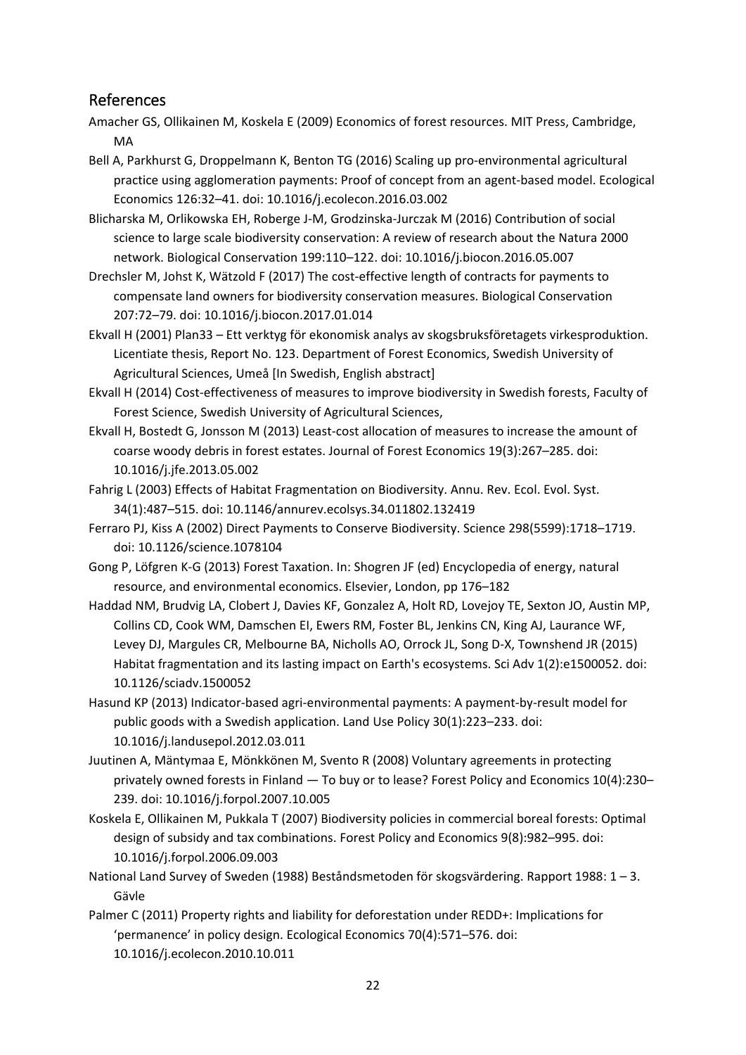## References

Amacher GS, Ollikainen M, Koskela E (2009) Economics of forest resources. MIT Press, Cambridge, MA

Bell A, Parkhurst G, Droppelmann K, Benton TG (2016) Scaling up pro-environmental agricultural practice using agglomeration payments: Proof of concept from an agent-based model. Ecological Economics 126:32–41. doi: 10.1016/j.ecolecon.2016.03.002

Blicharska M, Orlikowska EH, Roberge J-M, Grodzinska-Jurczak M (2016) Contribution of social science to large scale biodiversity conservation: A review of research about the Natura 2000 network. Biological Conservation 199:110–122. doi: 10.1016/j.biocon.2016.05.007

Drechsler M, Johst K, Wätzold F (2017) The cost-effective length of contracts for payments to compensate land owners for biodiversity conservation measures. Biological Conservation 207:72–79. doi: 10.1016/j.biocon.2017.01.014

Ekvall H (2001) Plan33 – Ett verktyg för ekonomisk analys av skogsbruksföretagets virkesproduktion. Licentiate thesis, Report No. 123. Department of Forest Economics, Swedish University of Agricultural Sciences, Umeå [In Swedish, English abstract]

Ekvall H (2014) Cost-effectiveness of measures to improve biodiversity in Swedish forests, Faculty of Forest Science, Swedish University of Agricultural Sciences,

Ekvall H, Bostedt G, Jonsson M (2013) Least-cost allocation of measures to increase the amount of coarse woody debris in forest estates. Journal of Forest Economics 19(3):267–285. doi: 10.1016/j.jfe.2013.05.002

Fahrig L (2003) Effects of Habitat Fragmentation on Biodiversity. Annu. Rev. Ecol. Evol. Syst. 34(1):487–515. doi: 10.1146/annurev.ecolsys.34.011802.132419

Ferraro PJ, Kiss A (2002) Direct Payments to Conserve Biodiversity. Science 298(5599):1718–1719. doi: 10.1126/science.1078104

Gong P, Löfgren K-G (2013) Forest Taxation. In: Shogren JF (ed) Encyclopedia of energy, natural resource, and environmental economics. Elsevier, London, pp 176–182

Haddad NM, Brudvig LA, Clobert J, Davies KF, Gonzalez A, Holt RD, Lovejoy TE, Sexton JO, Austin MP, Collins CD, Cook WM, Damschen EI, Ewers RM, Foster BL, Jenkins CN, King AJ, Laurance WF, Levey DJ, Margules CR, Melbourne BA, Nicholls AO, Orrock JL, Song D-X, Townshend JR (2015) Habitat fragmentation and its lasting impact on Earth's ecosystems. Sci Adv 1(2):e1500052. doi: 10.1126/sciadv.1500052

Hasund KP (2013) Indicator-based agri-environmental payments: A payment-by-result model for public goods with a Swedish application. Land Use Policy 30(1):223–233. doi: 10.1016/j.landusepol.2012.03.011

Juutinen A, Mäntymaa E, Mönkkönen M, Svento R (2008) Voluntary agreements in protecting privately owned forests in Finland — To buy or to lease? Forest Policy and Economics 10(4):230–239. doi: 10.1016/j.forpol.2007.10.005

Koskela E, Ollikainen M, Pukkala T (2007) Biodiversity policies in commercial boreal forests: Optimal design of subsidy and tax combinations. Forest Policy and Economics 9(8):982–995. doi: 10.1016/j.forpol.2006.09.003

National Land Survey of Sweden (1988) Beståndsmetoden för skogsvärdering. Rapport 1988: 1 – 3. Gävle

Palmer C (2011) Property rights and liability for deforestation under REDD+: Implications for 'permanence' in policy design. Ecological Economics 70(4):571–576. doi: 10.1016/j.ecolecon.2010.10.011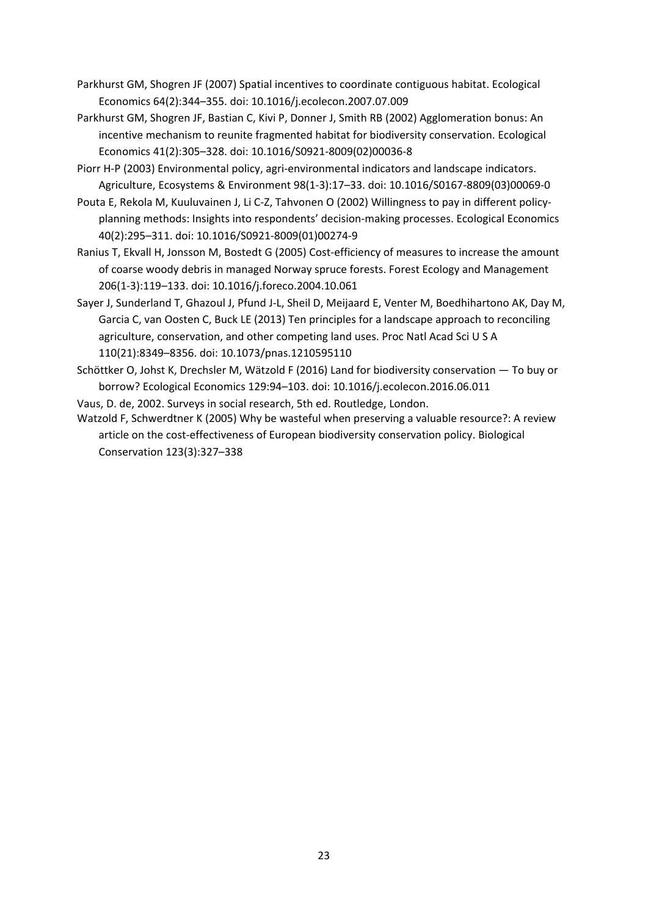Parkhurst GM, Shogren JF (2007) Spatial incentives to coordinate contiguous habitat. Ecological Economics 64(2):344–355. doi: 10.1016/j.ecolecon.2007.07.009

Parkhurst GM, Shogren JF, Bastian C, Kivi P, Donner J, Smith RB (2002) Agglomeration bonus: An incentive mechanism to reunite fragmented habitat for biodiversity conservation. Ecological Economics 41(2):305–328. doi: 10.1016/S0921-8009(02)00036-8

Piorr H-P (2003) Environmental policy, agri-environmental indicators and landscape indicators. Agriculture, Ecosystems & Environment 98(1-3):17–33. doi: 10.1016/S0167-8809(03)00069-0

Pouta E, Rekola M, Kuuluvainen J, Li C-Z, Tahvonen O (2002) Willingness to pay in different policy-planning methods: Insights into respondents' decision-making processes. Ecological Economics 40(2):295–311. doi: 10.1016/S0921-8009(01)00274-9

Ranius T, Ekvall H, Jonsson M, Bostedt G (2005) Cost-efficiency of measures to increase the amount of coarse woody debris in managed Norway spruce forests. Forest Ecology and Management 206(1-3):119–133. doi: 10.1016/j.foreco.2004.10.061

Sayer J, Sunderland T, Ghazoul J, Pfund J-L, Sheil D, Meijaard E, Venter M, Boedhihartono AK, Day M, Garcia C, van Oosten C, Buck LE (2013) Ten principles for a landscape approach to reconciling agriculture, conservation, and other competing land uses. Proc Natl Acad Sci U S A 110(21):8349–8356. doi: 10.1073/pnas.1210595110

Schöttker O, Johst K, Drechsler M, Wätzold F (2016) Land for biodiversity conservation — To buy or borrow? Ecological Economics 129:94–103. doi: 10.1016/j.ecolecon.2016.06.011

Vaus, D. de, 2002. Surveys in social research, 5th ed. Routledge, London.

Watzold F, Schwerdtner K (2005) Why be wasteful when preserving a valuable resource?: A review article on the cost-effectiveness of European biodiversity conservation policy. Biological Conservation 123(3):327–338